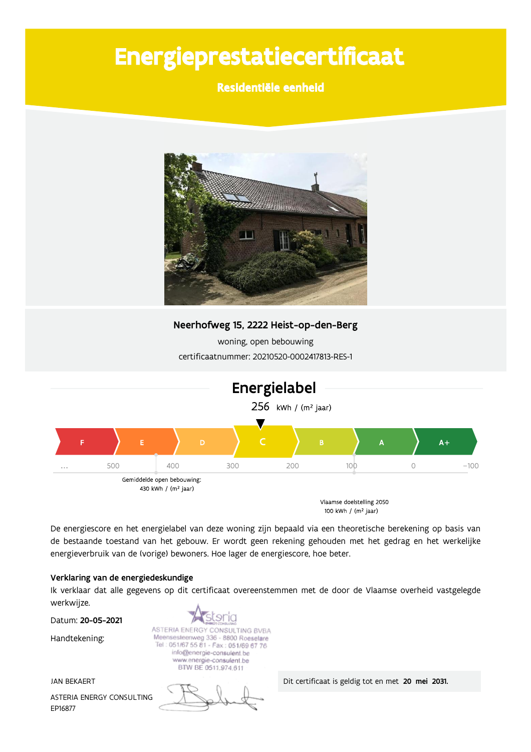# Energieprestatiecertificaat

## Residentiële eenheid

**Neerhofweg 15, 2222 Heist-op-den-Berg**

woning, open bebouwing

certificaatnummer: 20210520-0002417813-RES-1

## Energielabel

256 kWh / (m² jaar)

| F | E | D | C | B | A | A+ |
|---|---|---|---|---|---|---|

... 500 400 300 200 100 0 −100

Gemiddelde open bebouwing: 430 kWh / (m² jaar)

Vlaamse doelstelling 2050 100 kWh / (m² jaar)

De energiescore en het energielabel van deze woning zijn bepaald via een theoretische berekening op basis van de bestaande toestand van het gebouw. Er wordt geen rekening gehouden met het gedrag en het werkelijke energieverbruik van de (vorige) bewoners. Hoe lager de energiescore, hoe beter.

### Verklaring van de energiedeskundige

Ik verklaar dat alle gegevens op dit certificaat overeenstemmen met de door de Vlaamse overheid vastgelegde werkwijze.

Datum: **20-05-2021**

Handtekening:

ASTERIA ENERGY CONSULTING BVBA
Meensesteenweg 336 - 8800 Roeselare
Tel : 051/67 55 81 - Fax : 051/69 67 76
info@energie-consulent.be
www.energie-consulent.be
BTW BE 0511.974.611

JAN BEKAERT

ASTERIA ENERGY CONSULTING

EP16877

Dit certificaat is geldig tot en met **20 mei 2031.**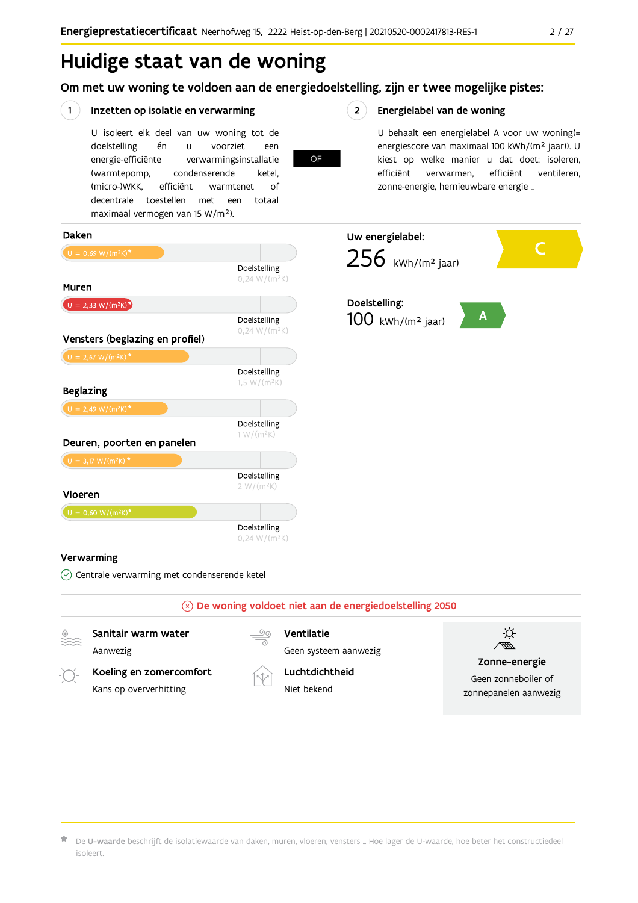# Huidige staat van de woning

## Om met uw woning te voldoen aan de energiedoelstelling, zijn er twee mogelijke pistes:

### 1 Inzetten op isolatie en verwarming

U isoleert elk deel van uw woning tot de doelstelling én u voorziet een energie-efficiënte verwarmingsinstallatie (warmtepomp, condenserende ketel, (micro-)WKK, efficiënt warmtenet of decentrale toestellen met een totaal maximaal vermogen van 15 W/m²).

**OF**

### 2 Energielabel van de woning

U behaalt een energielabel A voor uw woning(= energiescore van maximaal 100 kWh/(m² jaar)). U kiest op welke manier u dat doet: isoleren, efficiënt verwarmen, efficiënt ventileren, zonne-energie, hernieuwbare energie …

| Onderdeel | Huidige U-waarde | Doelstelling |
|---|---|---|
| Daken | U = 0,69 W/(m²K)* | 0,24 W/(m²K) |
| Muren | U = 2,33 W/(m²K)* | 0,24 W/(m²K) |
| Vensters (beglazing en profiel) | U = 2,67 W/(m²K)* | 1,5 W/(m²K) |
| Beglazing | U = 2,49 W/(m²K)* | 1 W/(m²K) |
| Deuren, poorten en panelen | U = 3,17 W/(m²K)* | 2 W/(m²K) |
| Vloeren | U = 0,60 W/(m²K)* | 0,24 W/(m²K) |

**Verwarming**

✓ Centrale verwarming met condenserende ketel

**Uw energielabel:** 256 kWh/(m² jaar) — **C**

**Doelstelling:** 100 kWh/(m² jaar) — **A**

⊗ **De woning voldoet niet aan de energiedoelstelling 2050**

**Sanitair warm water**
Aanwezig

**Ventilatie**
Geen systeem aanwezig

**Koeling en zomercomfort**
Kans op oververhitting

**Luchtdichtheid**
Niet bekend

**Zonne-energie**
Geen zonneboiler of zonnepanelen aanwezig

\* De **U-waarde** beschrijft de isolatiewaarde van daken, muren, vloeren, vensters … Hoe lager de U-waarde, hoe beter het constructiedeel isoleert.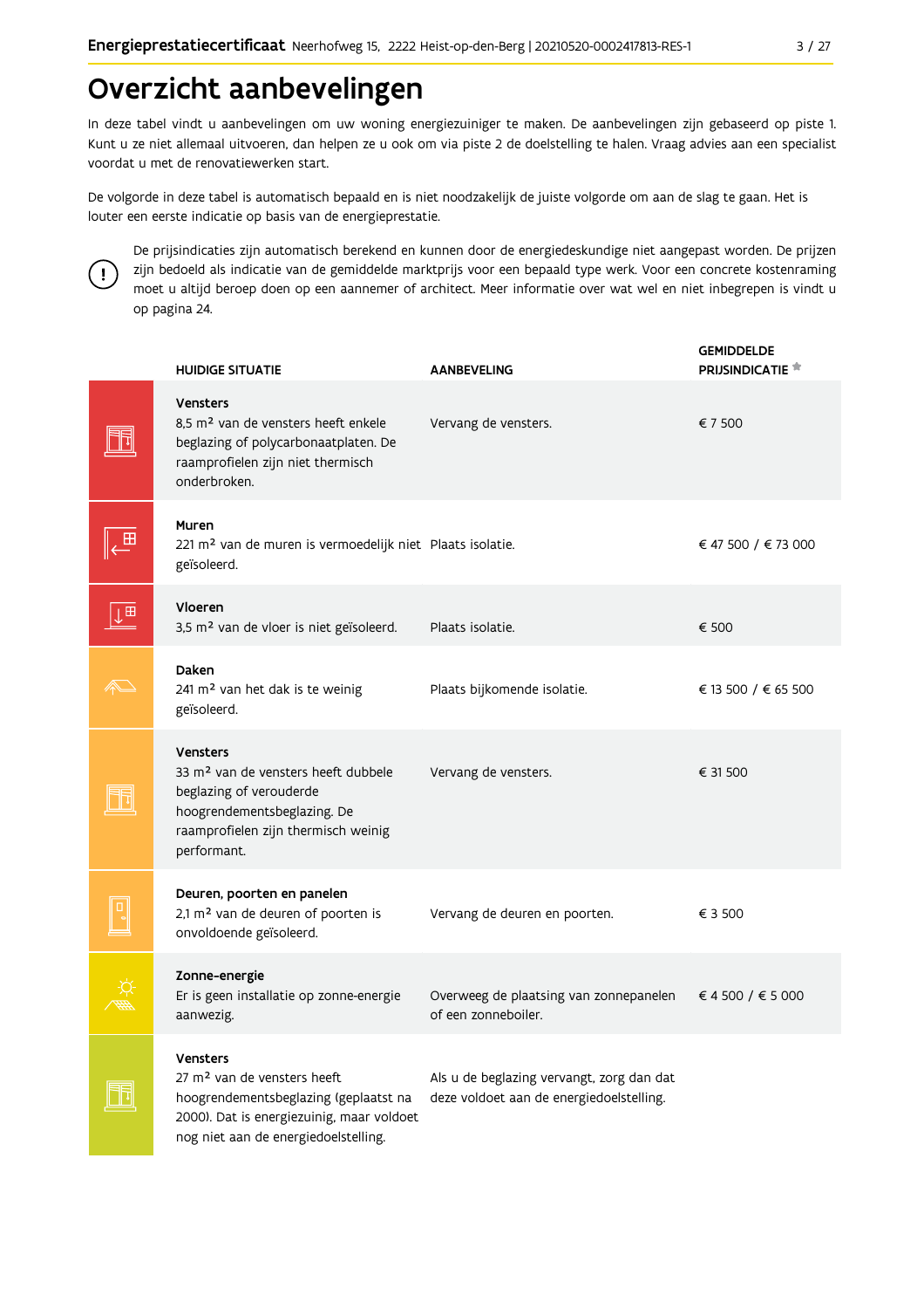# Overzicht aanbevelingen

In deze tabel vindt u aanbevelingen om uw woning energiezuiniger te maken. De aanbevelingen zijn gebaseerd op piste 1. Kunt u ze niet allemaal uitvoeren, dan helpen ze u ook om via piste 2 de doelstelling te halen. Vraag advies aan een specialist voordat u met de renovatiewerken start.

De volgorde in deze tabel is automatisch bepaald en is niet noodzakelijk de juiste volgorde om aan de slag te gaan. Het is louter een eerste indicatie op basis van de energieprestatie.

De prijsindicaties zijn automatisch berekend en kunnen door de energiedeskundige niet aangepast worden. De prijzen zijn bedoeld als indicatie van de gemiddelde marktprijs voor een bepaald type werk. Voor een concrete kostenraming moet u altijd beroep doen op een aannemer of architect. Meer informatie over wat wel en niet inbegrepen is vindt u op pagina 24.

| HUIDIGE SITUATIE | AANBEVELING | GEMIDDELDE PRIJSINDICATIE * |
|---|---|---|
| **Vensters**<br>8,5 m² van de vensters heeft enkele beglazing of polycarbonaatplaten. De raamprofielen zijn niet thermisch onderbroken. | Vervang de vensters. | € 7 500 |
| **Muren**<br>221 m² van de muren is vermoedelijk niet geïsoleerd. | Plaats isolatie. | € 47 500 / € 73 000 |
| **Vloeren**<br>3,5 m² van de vloer is niet geïsoleerd. | Plaats isolatie. | € 500 |
| **Daken**<br>241 m² van het dak is te weinig geïsoleerd. | Plaats bijkomende isolatie. | € 13 500 / € 65 500 |
| **Vensters**<br>33 m² van de vensters heeft dubbele beglazing of verouderde hoogrendementsbeglazing. De raamprofielen zijn thermisch weinig performant. | Vervang de vensters. | € 31 500 |
| **Deuren, poorten en panelen**<br>2,1 m² van de deuren of poorten is onvoldoende geïsoleerd. | Vervang de deuren en poorten. | € 3 500 |
| **Zonne-energie**<br>Er is geen installatie op zonne-energie aanwezig. | Overweeg de plaatsing van zonnepanelen of een zonneboiler. | € 4 500 / € 5 000 |
| **Vensters**<br>27 m² van de vensters heeft hoogrendementsbeglazing (geplaatst na 2000). Dat is energiezuinig, maar voldoet nog niet aan de energiedoelstelling. | Als u de beglazing vervangt, zorg dan dat deze voldoet aan de energiedoelstelling. | |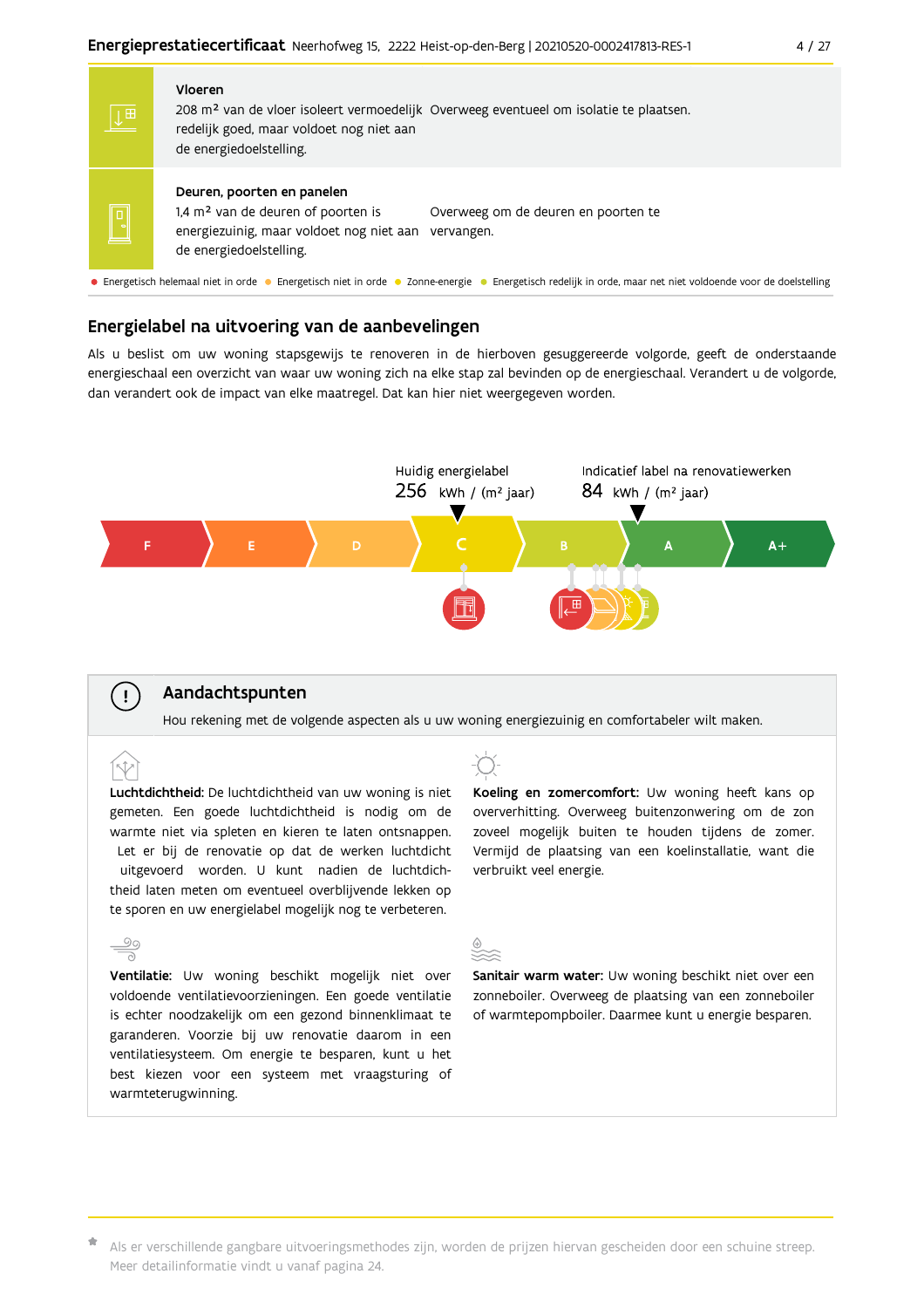| | | |
|---|---|---|
| **Vloeren** | 208 m² van de vloer isoleert vermoedelijk redelijk goed, maar voldoet nog niet aan de energiedoelstelling. | Overweeg eventueel om isolatie te plaatsen. |
| **Deuren, poorten en panelen** | 1,4 m² van de deuren of poorten is energiezuinig, maar voldoet nog niet aan de energiedoelstelling. | Overweeg om de deuren en poorten te vervangen. |

● Energetisch helemaal niet in orde ● Energetisch niet in orde ● Zonne-energie ● Energetisch redelijk in orde, maar net niet voldoende voor de doelstelling

## Energielabel na uitvoering van de aanbevelingen

Als u beslist om uw woning stapsgewijs te renoveren in de hierboven gesuggereerde volgorde, geeft de onderstaande energieschaal een overzicht van waar uw woning zich na elke stap zal bevinden op de energieschaal. Verandert u de volgorde, dan verandert ook de impact van elke maatregel. Dat kan hier niet weergegeven worden.

Huidig energielabel
256 kWh / (m² jaar)

Indicatief label na renovatiewerken
84 kWh / (m² jaar)

F | E | D | C | B | A | A+

## Aandachtspunten

Hou rekening met de volgende aspecten als u uw woning energiezuinig en comfortabeler wilt maken.

**Luchtdichtheid:** De luchtdichtheid van uw woning is niet gemeten. Een goede luchtdichtheid is nodig om de warmte niet via spleten en kieren te laten ontsnappen. Let er bij de renovatie op dat de werken luchtdicht uitgevoerd worden. U kunt nadien de luchtdichtheid laten meten om eventueel overblijvende lekken op te sporen en uw energielabel mogelijk nog te verbeteren.

**Koeling en zomercomfort:** Uw woning heeft kans op oververhitting. Overweeg buitenzonwering om de zon zoveel mogelijk buiten te houden tijdens de zomer. Vermijd de plaatsing van een koelinstallatie, want die verbruikt veel energie.

**Ventilatie:** Uw woning beschikt mogelijk niet over voldoende ventilatievoorzieningen. Een goede ventilatie is echter noodzakelijk om een gezond binnenklimaat te garanderen. Voorzie bij uw renovatie daarom in een ventilatiesysteem. Om energie te besparen, kunt u het best kiezen voor een systeem met vraagsturing of warmteterugwinning.

**Sanitair warm water:** Uw woning beschikt niet over een zonneboiler. Overweeg de plaatsing van een zonneboiler of warmtepompboiler. Daarmee kunt u energie besparen.

Als er verschillende gangbare uitvoeringsmethodes zijn, worden de prijzen hiervan gescheiden door een schuine streep. Meer detailinformatie vindt u vanaf pagina 24.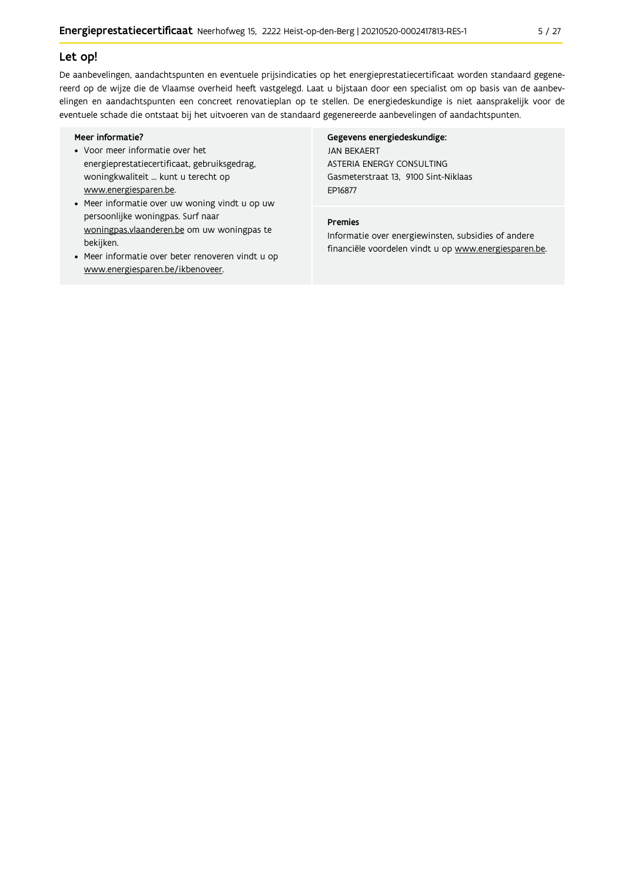## Let op!

De aanbevelingen, aandachtspunten en eventuele prijsindicaties op het energieprestatiecertificaat worden standaard gegenereerd op de wijze die de Vlaamse overheid heeft vastgelegd. Laat u bijstaan door een specialist om op basis van de aanbevelingen en aandachtspunten een concreet renovatieplan op te stellen. De energiedeskundige is niet aansprakelijk voor de eventuele schade die ontstaat bij het uitvoeren van de standaard gegenereerde aanbevelingen of aandachtspunten.

**Meer informatie?**

- Voor meer informatie over het energieprestatiecertificaat, gebruiksgedrag, woningkwaliteit ... kunt u terecht op www.energiesparen.be.
- Meer informatie over uw woning vindt u op uw persoonlijke woningpas. Surf naar woningpas.vlaanderen.be om uw woningpas te bekijken.
- Meer informatie over beter renoveren vindt u op www.energiesparen.be/ikbenoveer.

**Gegevens energiedeskundige:**

JAN BEKAERT
ASTERIA ENERGY CONSULTING
Gasmeterstraat 13, 9100 Sint-Niklaas
EP16877

**Premies**

Informatie over energiewinsten, subsidies of andere financiële voordelen vindt u op www.energiesparen.be.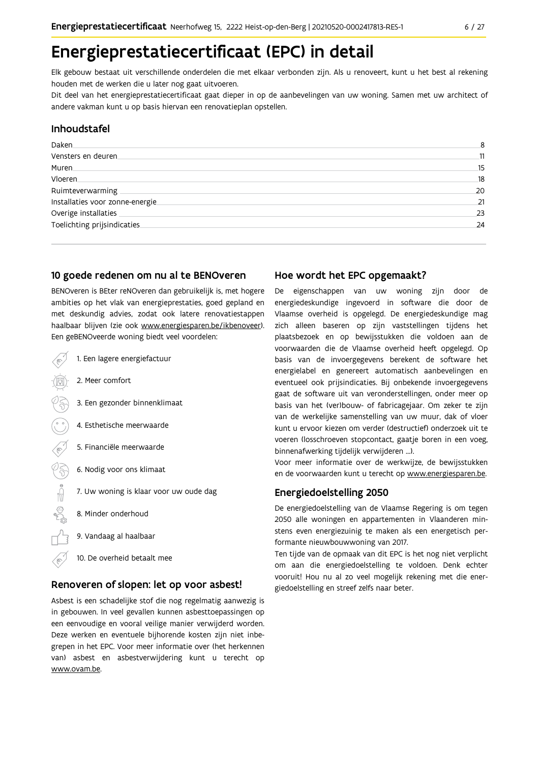# Energieprestatiecertificaat (EPC) in detail

Elk gebouw bestaat uit verschillende onderdelen die met elkaar verbonden zijn. Als u renoveert, kunt u het best al rekening houden met de werken die u later nog gaat uitvoeren.

Dit deel van het energieprestatiecertificaat gaat dieper in op de aanbevelingen van uw woning. Samen met uw architect of andere vakman kunt u op basis hiervan een renovatieplan opstellen.

## Inhoudstafel

| | |
|---|---|
| Daken | 8 |
| Vensters en deuren | 11 |
| Muren | 15 |
| Vloeren | 18 |
| Ruimteverwarming | 20 |
| Installaties voor zonne-energie | 21 |
| Overige installaties | 23 |
| Toelichting prijsindicaties | 24 |

## 10 goede redenen om nu al te BENOveren

BENOveren is BEter reNOveren dan gebruikelijk is, met hogere ambities op het vlak van energieprestaties, goed gepland en met deskundig advies, zodat ook latere renovatiestappen haalbaar blijven (zie ook www.energiesparen.be/ikbenoveer). Een geBENOveerde woning biedt veel voordelen:

1. Een lagere energiefactuur
2. Meer comfort
3. Een gezonder binnenklimaat
4. Esthetische meerwaarde
5. Financiële meerwaarde
6. Nodig voor ons klimaat
7. Uw woning is klaar voor uw oude dag
8. Minder onderhoud
9. Vandaag al haalbaar
10. De overheid betaalt mee

## Renoveren of slopen: let op voor asbest!

Asbest is een schadelijke stof die nog regelmatig aanwezig is in gebouwen. In veel gevallen kunnen asbesttoepassingen op een eenvoudige en vooral veilige manier verwijderd worden. Deze werken en eventuele bijhorende kosten zijn niet inbegrepen in het EPC. Voor meer informatie over (het herkennen van) asbest en asbestverwijdering kunt u terecht op www.ovam.be.

## Hoe wordt het EPC opgemaakt?

De eigenschappen van uw woning zijn door de energiedeskundige ingevoerd in software die door de Vlaamse overheid is opgelegd. De energiedeskundige mag zich alleen baseren op zijn vaststellingen tijdens het plaatsbezoek en op bewijsstukken die voldoen aan de voorwaarden die de Vlaamse overheid heeft opgelegd. Op basis van de invoergegevens berekent de software het energielabel en genereert automatisch aanbevelingen en eventueel ook prijsindicaties. Bij onbekende invoergegevens gaat de software uit van veronderstellingen, onder meer op basis van het (ver)bouw- of fabricagejaar. Om zeker te zijn van de werkelijke samenstelling van uw muur, dak of vloer kunt u ervoor kiezen om verder (destructief) onderzoek uit te voeren (losschroeven stopcontact, gaatje boren in een voeg, binnenafwerking tijdelijk verwijderen ...).

Voor meer informatie over de werkwijze, de bewijsstukken en de voorwaarden kunt u terecht op www.energiesparen.be.

## Energiedoelstelling 2050

De energiedoelstelling van de Vlaamse Regering is om tegen 2050 alle woningen en appartementen in Vlaanderen minstens even energiezuinig te maken als een energetisch performante nieuwbouwwoning van 2017.

Ten tijde van de opmaak van dit EPC is het nog niet verplicht om aan die energiedoelstelling te voldoen. Denk echter vooruit! Hou nu al zo veel mogelijk rekening met die energiedoelstelling en streef zelfs naar beter.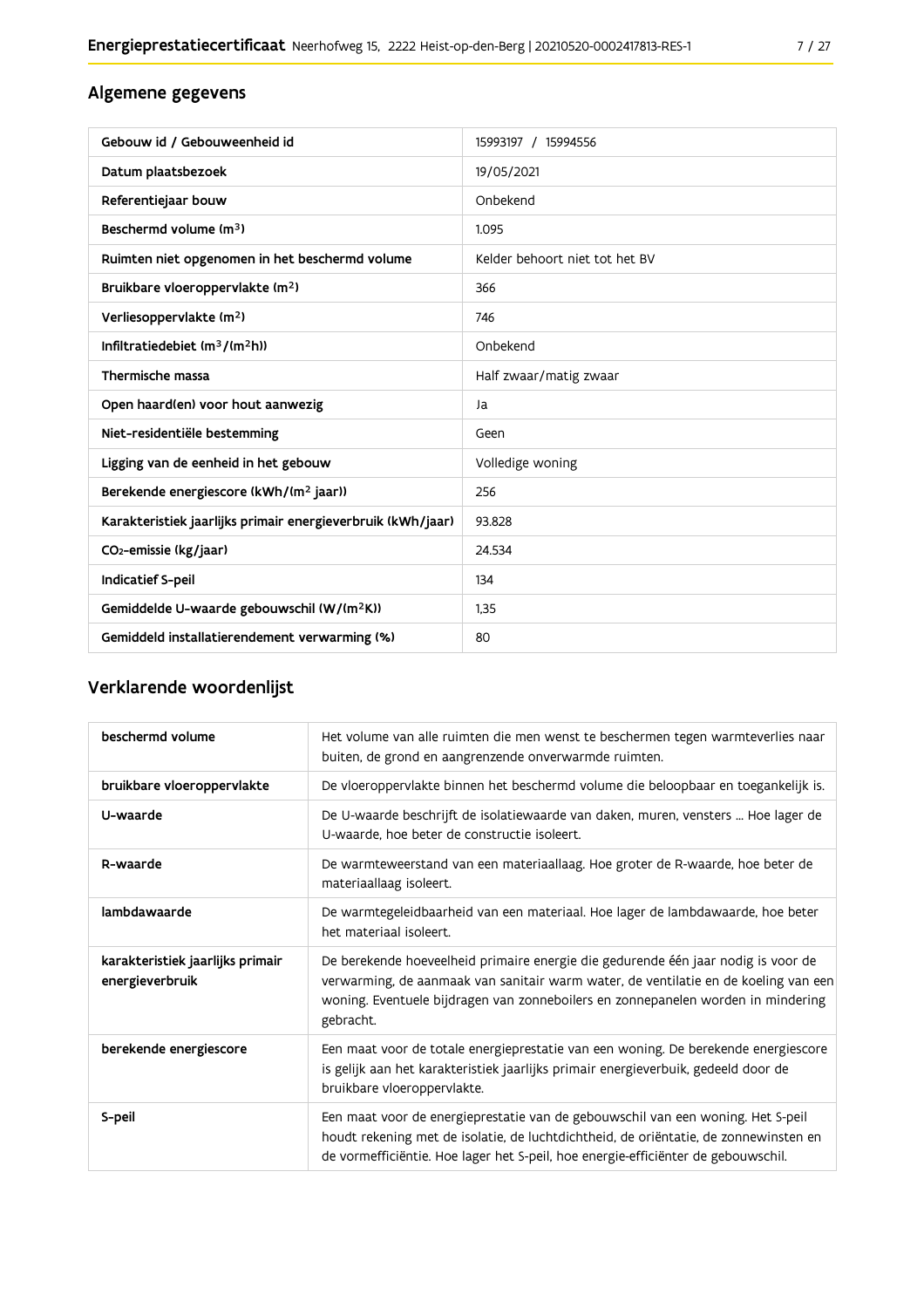## Algemene gegevens

| Gebouw id / Gebouweenheid id | 15993197 / 15994556 |
|---|---|
| Datum plaatsbezoek | 19/05/2021 |
| Referentiejaar bouw | Onbekend |
| Beschermd volume ($m^3$) | 1.095 |
| Ruimten niet opgenomen in het beschermd volume | Kelder behoort niet tot het BV |
| Bruikbare vloeroppervlakte ($m^2$) | 366 |
| Verliesoppervlakte ($m^2$) | 746 |
| Infiltratiedebiet ($m^3/(m^2h)$) | Onbekend |
| Thermische massa | Half zwaar/matig zwaar |
| Open haard(en) voor hout aanwezig | Ja |
| Niet-residentiële bestemming | Geen |
| Ligging van de eenheid in het gebouw | Volledige woning |
| Berekende energiescore (kWh/($m^2$ jaar)) | 256 |
| Karakteristiek jaarlijks primair energieverbruik (kWh/jaar) | 93.828 |
| $CO_2$-emissie (kg/jaar) | 24.534 |
| Indicatief S-peil | 134 |
| Gemiddelde U-waarde gebouwschil (W/($m^2$K)) | 1,35 |
| Gemiddeld installatierendement verwarming (%) | 80 |

## Verklarende woordenlijst

| beschermd volume | Het volume van alle ruimten die men wenst te beschermen tegen warmteverlies naar buiten, de grond en aangrenzende onverwarmde ruimten. |
|---|---|
| bruikbare vloeroppervlakte | De vloeroppervlakte binnen het beschermd volume die beloopbaar en toegankelijk is. |
| U-waarde | De U-waarde beschrijft de isolatiewaarde van daken, muren, vensters ... Hoe lager de U-waarde, hoe beter de constructie isoleert. |
| R-waarde | De warmteweerstand van een materiaallaag. Hoe groter de R-waarde, hoe beter de materiaallaag isoleert. |
| lambdawaarde | De warmtegeleidbaarheid van een materiaal. Hoe lager de lambdawaarde, hoe beter het materiaal isoleert. |
| karakteristiek jaarlijks primair energieverbruik | De berekende hoeveelheid primaire energie die gedurende één jaar nodig is voor de verwarming, de aanmaak van sanitair warm water, de ventilatie en de koeling van een woning. Eventuele bijdragen van zonneboilers en zonnepanelen worden in mindering gebracht. |
| berekende energiescore | Een maat voor de totale energieprestatie van een woning. De berekende energiescore is gelijk aan het karakteristiek jaarlijks primair energieverbuik, gedeeld door de bruikbare vloeroppervlakte. |
| S-peil | Een maat voor de energieprestatie van de gebouwschil van een woning. Het S-peil houdt rekening met de isolatie, de luchtdichtheid, de oriëntatie, de zonnewinsten en de vormefficiëntie. Hoe lager het S-peil, hoe energie-efficiënter de gebouwschil. |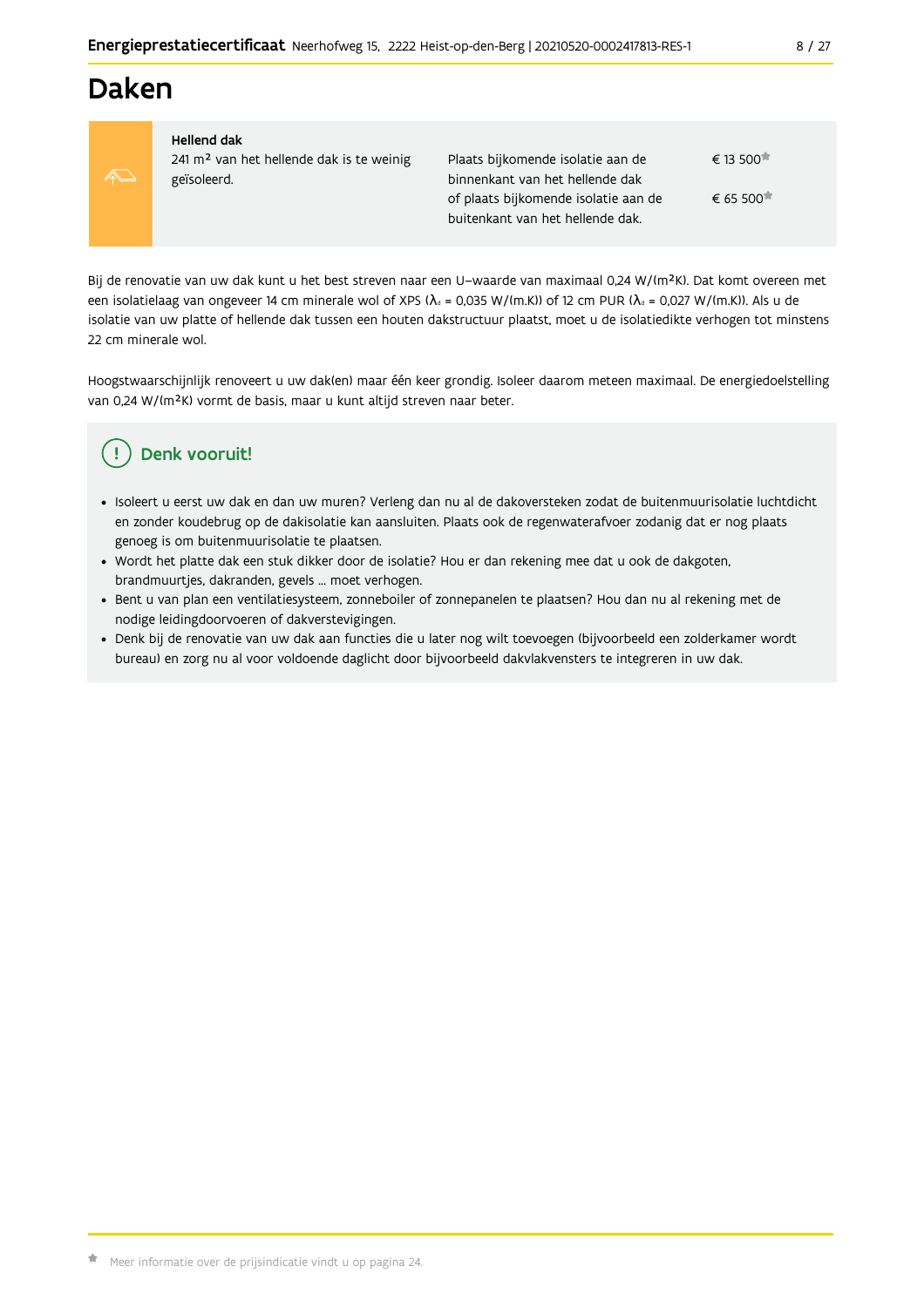# Daken

| Hellend dak | | |
|---|---|---|
| 241 m² van het hellende dak is te weinig geïsoleerd. | Plaats bijkomende isolatie aan de binnenkant van het hellende dak | € 13 500* |
| | of plaats bijkomende isolatie aan de buitenkant van het hellende dak. | € 65 500* |

Bij de renovatie van uw dak kunt u het best streven naar een U–waarde van maximaal 0,24 W/(m²K). Dat komt overeen met een isolatielaag van ongeveer 14 cm minerale wol of XPS ($\lambda_d$ = 0,035 W/(m.K)) of 12 cm PUR ($\lambda_d$ = 0,027 W/(m.K)). Als u de isolatie van uw platte of hellende dak tussen een houten dakstructuur plaatst, moet u de isolatiedikte verhogen tot minstens 22 cm minerale wol.

Hoogstwaarschijnlijk renoveert u uw dak(en) maar één keer grondig. Isoleer daarom meteen maximaal. De energiedoelstelling van 0,24 W/(m²K) vormt de basis, maar u kunt altijd streven naar beter.

## Denk vooruit!

- Isoleert u eerst uw dak en dan uw muren? Verleng dan nu al de dakoversteken zodat de buitenmuurisolatie luchtdicht en zonder koudebrug op de dakisolatie kan aansluiten. Plaats ook de regenwaterafvoer zodanig dat er nog plaats genoeg is om buitenmuurisolatie te plaatsen.
- Wordt het platte dak een stuk dikker door de isolatie? Hou er dan rekening mee dat u ook de dakgoten, brandmuurtjes, dakranden, gevels ... moet verhogen.
- Bent u van plan een ventilatiesysteem, zonneboiler of zonnepanelen te plaatsen? Hou dan nu al rekening met de nodige leidingdoorvoeren of dakverstevigingen.
- Denk bij de renovatie van uw dak aan functies die u later nog wilt toevoegen (bijvoorbeeld een zolderkamer wordt bureau) en zorg nu al voor voldoende daglicht door bijvoorbeeld dakvlakvensters te integreren in uw dak.

* Meer informatie over de prijsindicatie vindt u op pagina 24.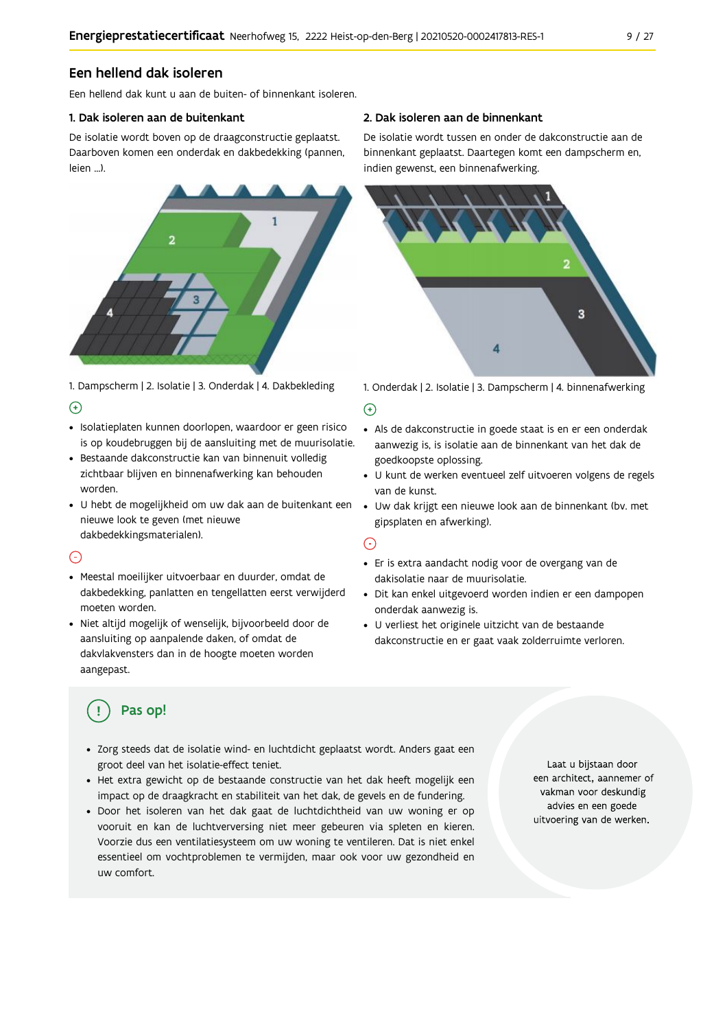## Een hellend dak isoleren

Een hellend dak kunt u aan de buiten- of binnenkant isoleren.

### 1. Dak isoleren aan de buitenkant

De isolatie wordt boven op de draagconstructie geplaatst. Daarboven komen een onderdak en dakbedekking (pannen, leien ...).

1. Dampscherm | 2. Isolatie | 3. Onderdak | 4. Dakbekleding

(+)

- Isolatieplaten kunnen doorlopen, waardoor er geen risico is op koudebruggen bij de aansluiting met de muurisolatie.
- Bestaande dakconstructie kan van binnenuit volledig zichtbaar blijven en binnenafwerking kan behouden worden.
- U hebt de mogelijkheid om uw dak aan de buitenkant een nieuwe look te geven (met nieuwe dakbedekkingsmaterialen).

(-)

- Meestal moeilijker uitvoerbaar en duurder, omdat de dakbedekking, panlatten en tengellatten eerst verwijderd moeten worden.
- Niet altijd mogelijk of wenselijk, bijvoorbeeld door de aansluiting op aanpalende daken, of omdat de dakvlakvensters dan in de hoogte moeten worden aangepast.

### 2. Dak isoleren aan de binnenkant

De isolatie wordt tussen en onder de dakconstructie aan de binnenkant geplaatst. Daartegen komt een dampscherm en, indien gewenst, een binnenafwerking.

1. Onderdak | 2. Isolatie | 3. Dampscherm | 4. binnenafwerking

(+)

- Als de dakconstructie in goede staat is en er een onderdak aanwezig is, is isolatie aan de binnenkant van het dak de goedkoopste oplossing.
- U kunt de werken eventueel zelf uitvoeren volgens de regels van de kunst.
- Uw dak krijgt een nieuwe look aan de binnenkant (bv. met gipsplaten en afwerking).

(-)

- Er is extra aandacht nodig voor de overgang van de dakisolatie naar de muurisolatie.
- Dit kan enkel uitgevoerd worden indien er een dampopen onderdak aanwezig is.
- U verliest het originele uitzicht van de bestaande dakconstructie en er gaat vaak zolderruimte verloren.

### Pas op!

- Zorg steeds dat de isolatie wind- en luchtdicht geplaatst wordt. Anders gaat een groot deel van het isolatie-effect teniet.
- Het extra gewicht op de bestaande constructie van het dak heeft mogelijk een impact op de draagkracht en stabiliteit van het dak, de gevels en de fundering.
- Door het isoleren van het dak gaat de luchtdichtheid van uw woning er op vooruit en kan de luchtverversing niet meer gebeuren via spleten en kieren. Voorzie dus een ventilatiesysteem om uw woning te ventileren. Dat is niet enkel essentieel om vochtproblemen te vermijden, maar ook voor uw gezondheid en uw comfort.

Laat u bijstaan door een architect, aannemer of vakman voor deskundig advies en een goede uitvoering van de werken.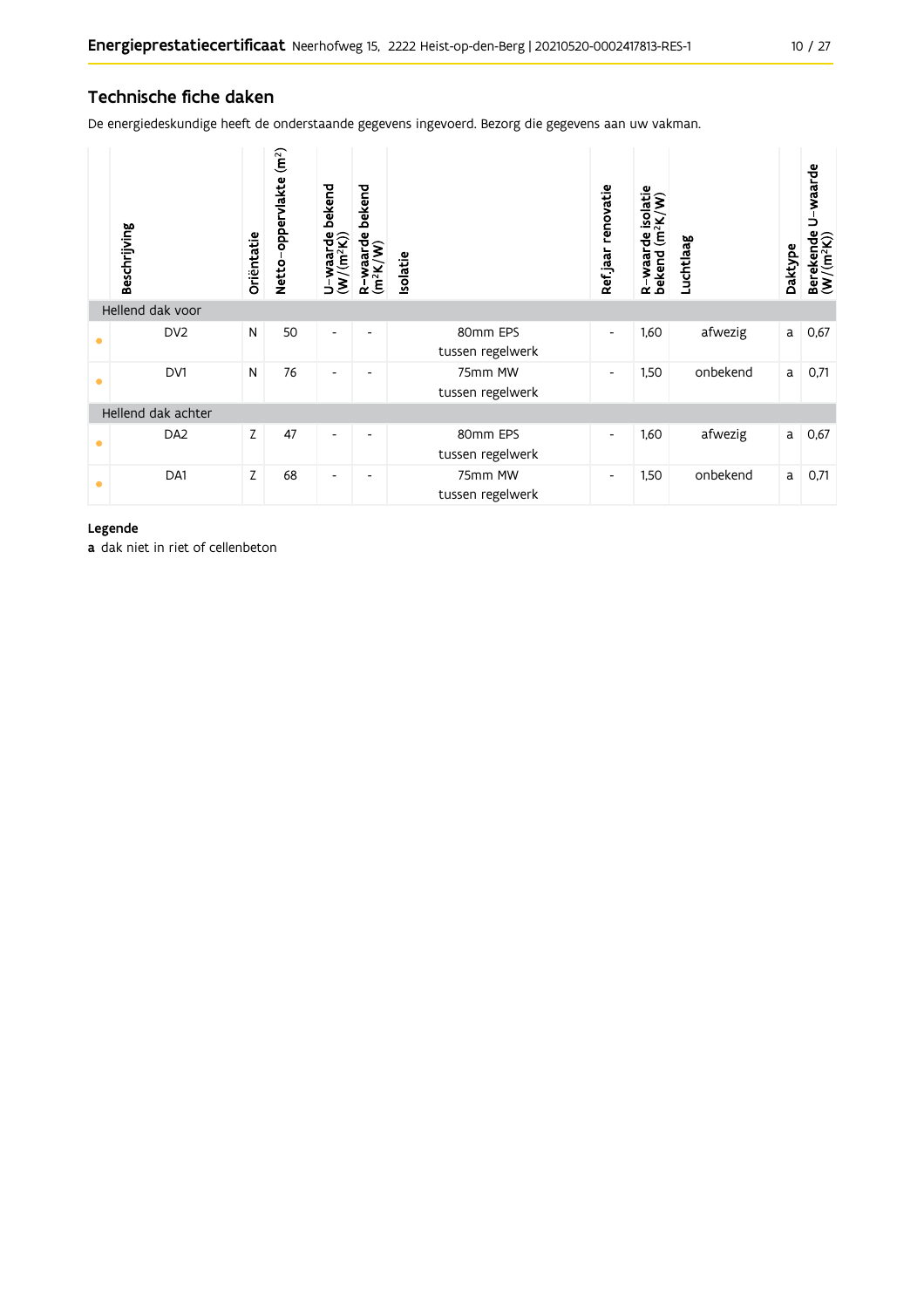## Technische fiche daken

De energiedeskundige heeft de onderstaande gegevens ingevoerd. Bezorg die gegevens aan uw vakman.

| | Beschrijving | Oriëntatie | Netto-oppervlakte ($m^2$) | U-waarde bekend ($W/(m^2K)$) | R-waarde bekend ($m^2K/W$) | Isolatie | Ref.jaar renovatie | R-waarde isolatie bekend ($m^2K/W$) | Luchtlaag | Daktype | Berekende U-waarde ($W/(m^2K)$) |
|---|---|---|---|---|---|---|---|---|---|---|---|
| **Hellend dak voor** | | | | | | | | | | | |
| • | DV2 | N | 50 | - | - | 80mm EPS tussen regelwerk | - | 1,60 | afwezig | a | 0,67 |
| • | DV1 | N | 76 | - | - | 75mm MW tussen regelwerk | - | 1,50 | onbekend | a | 0,71 |
| **Hellend dak achter** | | | | | | | | | | | |
| • | DA2 | Z | 47 | - | - | 80mm EPS tussen regelwerk | - | 1,60 | afwezig | a | 0,67 |
| • | DA1 | Z | 68 | - | - | 75mm MW tussen regelwerk | - | 1,50 | onbekend | a | 0,71 |

**Legende**

**a** dak niet in riet of cellenbeton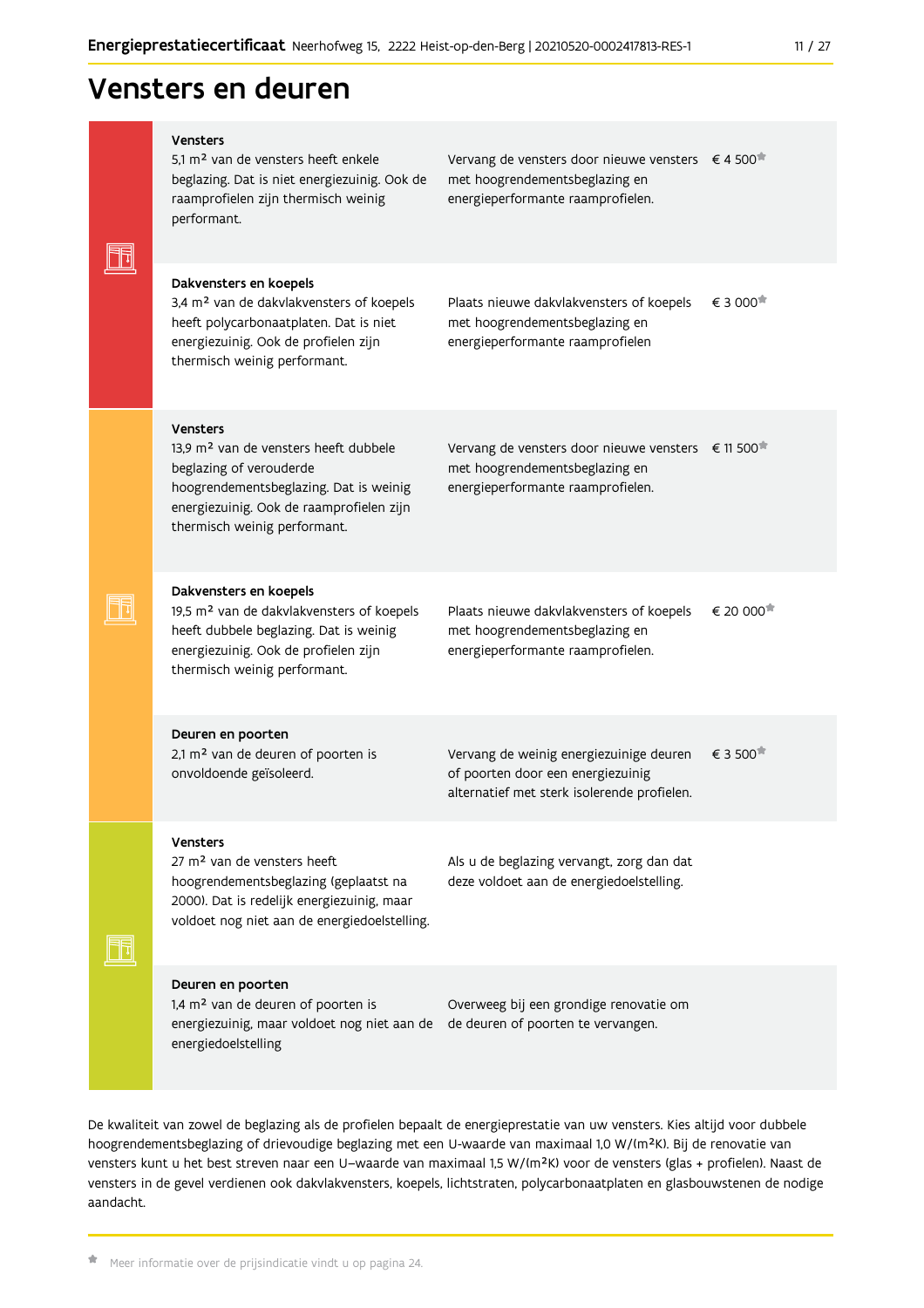# Vensters en deuren

| | | | |
|---|---|---|---|
| **Vensters** | 5,1 m² van de vensters heeft enkele beglazing. Dat is niet energiezuinig. Ook de raamprofielen zijn thermisch weinig performant. | Vervang de vensters door nieuwe vensters met hoogrendementsbeglazing en energieperformante raamprofielen. | € 4 500* |
| **Dakvensters en koepels** | 3,4 m² van de dakvlakvensters of koepels heeft polycarbonaatplaten. Dat is niet energiezuinig. Ook de profielen zijn thermisch weinig performant. | Plaats nieuwe dakvlakvensters of koepels met hoogrendementsbeglazing en energieperformante raamprofielen | € 3 000* |
| **Vensters** | 13,9 m² van de vensters heeft dubbele beglazing of verouderde hoogrendementsbeglazing. Dat is weinig energiezuinig. Ook de raamprofielen zijn thermisch weinig performant. | Vervang de vensters door nieuwe vensters met hoogrendementsbeglazing en energieperformante raamprofielen. | € 11 500* |
| **Dakvensters en koepels** | 19,5 m² van de dakvlakvensters of koepels heeft dubbele beglazing. Dat is weinig energiezuinig. Ook de profielen zijn thermisch weinig performant. | Plaats nieuwe dakvlakvensters of koepels met hoogrendementsbeglazing en energieperformante raamprofielen. | € 20 000* |
| **Deuren en poorten** | 2,1 m² van de deuren of poorten is onvoldoende geïsoleerd. | Vervang de weinig energiezuinige deuren of poorten door een energiezuinig alternatief met sterk isolerende profielen. | € 3 500* |
| **Vensters** | 27 m² van de vensters heeft hoogrendementsbeglazing (geplaatst na 2000). Dat is redelijk energiezuinig, maar voldoet nog niet aan de energiedoelstelling. | Als u de beglazing vervangt, zorg dan dat deze voldoet aan de energiedoelstelling. | |
| **Deuren en poorten** | 1,4 m² van de deuren of poorten is energiezuinig, maar voldoet nog niet aan de energiedoelstelling | Overweeg bij een grondige renovatie om de deuren of poorten te vervangen. | |

De kwaliteit van zowel de beglazing als de profielen bepaalt de energieprestatie van uw vensters. Kies altijd voor dubbele hoogrendementsbeglazing of drievoudige beglazing met een U-waarde van maximaal 1,0 W/(m²K). Bij de renovatie van vensters kunt u het best streven naar een U–waarde van maximaal 1,5 W/(m²K) voor de vensters (glas + profielen). Naast de vensters in de gevel verdienen ook dakvlakvensters, koepels, lichtstraten, polycarbonaatplaten en glasbouwstenen de nodige aandacht.

* Meer informatie over de prijsindicatie vindt u op pagina 24.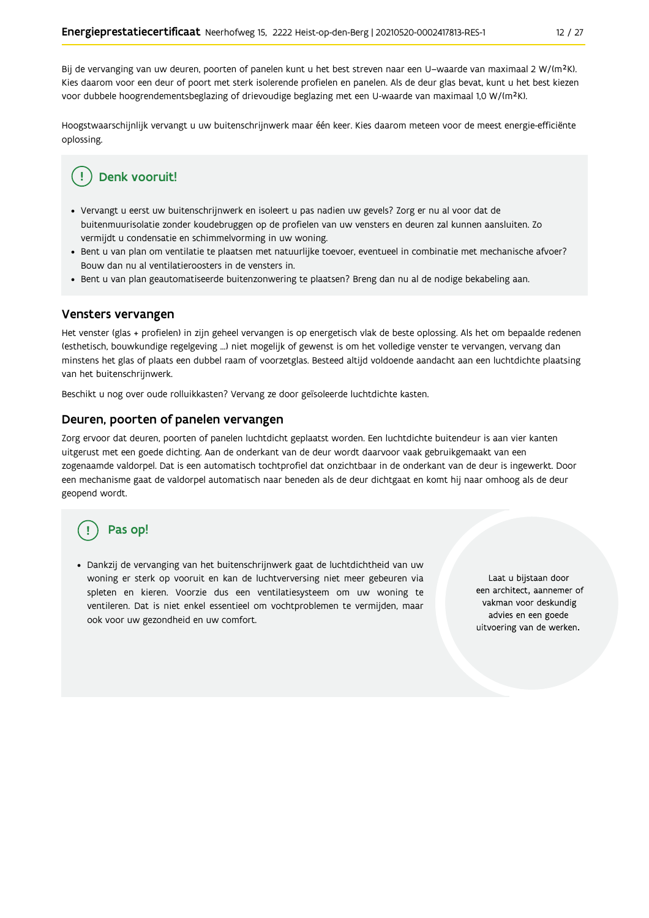Bij de vervanging van uw deuren, poorten of panelen kunt u het best streven naar een U-waarde van maximaal 2 W/(m²K). Kies daarom voor een deur of poort met sterk isolerende profielen en panelen. Als de deur glas bevat, kunt u het best kiezen voor dubbele hoogrendementsbeglazing of drievoudige beglazing met een U-waarde van maximaal 1,0 W/(m²K).

Hoogstwaarschijnlijk vervangt u uw buitenschrijnwerk maar één keer. Kies daarom meteen voor de meest energie-efficiënte oplossing.

### Denk vooruit!

- Vervangt u eerst uw buitenschrijnwerk en isoleert u pas nadien uw gevels? Zorg er nu al voor dat de buitenmuurisolatie zonder koudebruggen op de profielen van uw vensters en deuren zal kunnen aansluiten. Zo vermijdt u condensatie en schimmelvorming in uw woning.
- Bent u van plan om ventilatie te plaatsen met natuurlijke toevoer, eventueel in combinatie met mechanische afvoer? Bouw dan nu al ventilatieroosters in de vensters in.
- Bent u van plan geautomatiseerde buitenzonwering te plaatsen? Breng dan nu al de nodige bekabeling aan.

## Vensters vervangen

Het venster (glas + profielen) in zijn geheel vervangen is op energetisch vlak de beste oplossing. Als het om bepaalde redenen (esthetisch, bouwkundige regelgeving ...) niet mogelijk of gewenst is om het volledige venster te vervangen, vervang dan minstens het glas of plaats een dubbel raam of voorzetglas. Besteed altijd voldoende aandacht aan een luchtdichte plaatsing van het buitenschrijnwerk.

Beschikt u nog over oude rolluikkasten? Vervang ze door geïsoleerde luchtdichte kasten.

## Deuren, poorten of panelen vervangen

Zorg ervoor dat deuren, poorten of panelen luchtdicht geplaatst worden. Een luchtdichte buitendeur is aan vier kanten uitgerust met een goede dichting. Aan de onderkant van de deur wordt daarvoor vaak gebruikgemaakt van een zogenaamde valdorpel. Dat is een automatisch tochtprofiel dat onzichtbaar in de onderkant van de deur is ingewerkt. Door een mechanisme gaat de valdorpel automatisch naar beneden als de deur dichtgaat en komt hij naar omhoog als de deur geopend wordt.

### Pas op!

- Dankzij de vervanging van het buitenschrijnwerk gaat de luchtdichtheid van uw woning er sterk op vooruit en kan de luchtverversing niet meer gebeuren via spleten en kieren. Voorzie dus een ventilatiesysteem om uw woning te ventileren. Dat is niet enkel essentieel om vochtproblemen te vermijden, maar ook voor uw gezondheid en uw comfort.

Laat u bijstaan door een architect, aannemer of vakman voor deskundig advies en een goede uitvoering van de werken.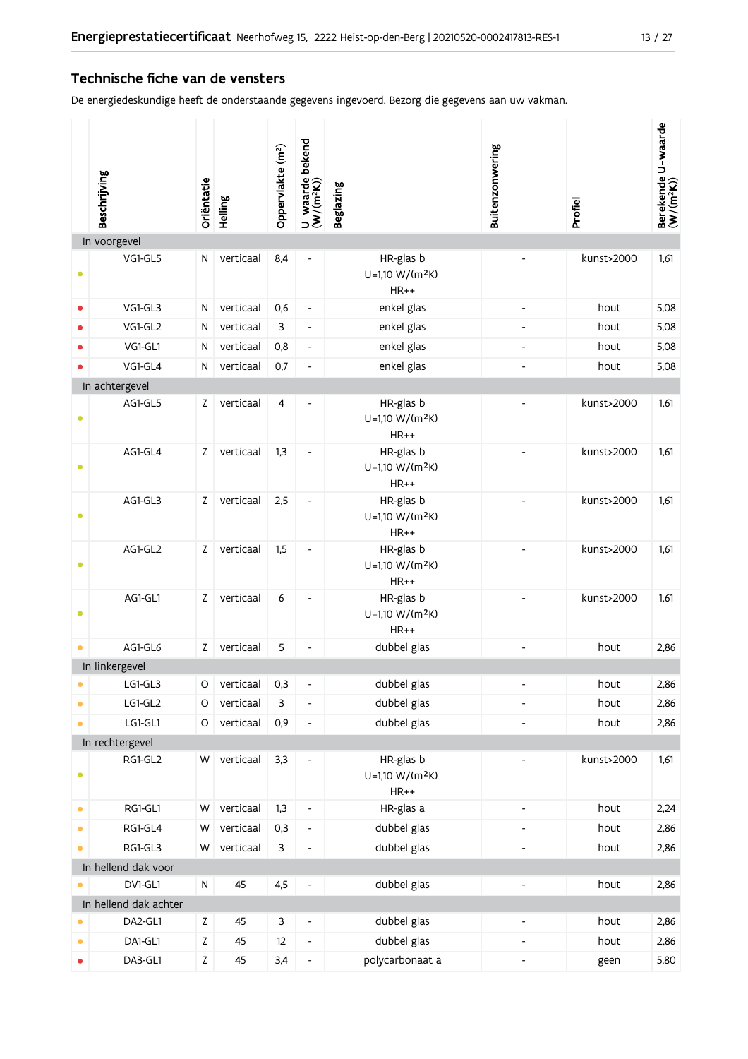## Technische fiche van de vensters

De energiedeskundige heeft de onderstaande gegevens ingevoerd. Bezorg die gegevens aan uw vakman.

| | Beschrijving | Oriëntatie | Helling | Oppervlakte (m²) | U-waarde bekend (W/(m²K)) | Beglazing | Buitenzonwering | Profiel | Berekende U-waarde (W/(m²K)) |
|---|---|---|---|---|---|---|---|---|---|
| **In voorgevel** | | | | | | | | | |
| ● | VG1-GL5 | N | verticaal | 8,4 | - | HR-glas b U=1,10 W/(m²K) HR++ | - | kunst>2000 | 1,61 |
| ● | VG1-GL3 | N | verticaal | 0,6 | - | enkel glas | - | hout | 5,08 |
| ● | VG1-GL2 | N | verticaal | 3 | - | enkel glas | - | hout | 5,08 |
| ● | VG1-GL1 | N | verticaal | 0,8 | - | enkel glas | - | hout | 5,08 |
| ● | VG1-GL4 | N | verticaal | 0,7 | - | enkel glas | - | hout | 5,08 |
| **In achtergevel** | | | | | | | | | |
| ● | AG1-GL5 | Z | verticaal | 4 | - | HR-glas b U=1,10 W/(m²K) HR++ | - | kunst>2000 | 1,61 |
| ● | AG1-GL4 | Z | verticaal | 1,3 | - | HR-glas b U=1,10 W/(m²K) HR++ | - | kunst>2000 | 1,61 |
| ● | AG1-GL3 | Z | verticaal | 2,5 | - | HR-glas b U=1,10 W/(m²K) HR++ | - | kunst>2000 | 1,61 |
| ● | AG1-GL2 | Z | verticaal | 1,5 | - | HR-glas b U=1,10 W/(m²K) HR++ | - | kunst>2000 | 1,61 |
| ● | AG1-GL1 | Z | verticaal | 6 | - | HR-glas b U=1,10 W/(m²K) HR++ | - | kunst>2000 | 1,61 |
| ● | AG1-GL6 | Z | verticaal | 5 | - | dubbel glas | - | hout | 2,86 |
| **In linkergevel** | | | | | | | | | |
| ● | LG1-GL3 | O | verticaal | 0,3 | - | dubbel glas | - | hout | 2,86 |
| ● | LG1-GL2 | O | verticaal | 3 | - | dubbel glas | - | hout | 2,86 |
| ● | LG1-GL1 | O | verticaal | 0,9 | - | dubbel glas | - | hout | 2,86 |
| **In rechtergevel** | | | | | | | | | |
| ● | RG1-GL2 | W | verticaal | 3,3 | - | HR-glas b U=1,10 W/(m²K) HR++ | - | kunst>2000 | 1,61 |
| ● | RG1-GL1 | W | verticaal | 1,3 | - | HR-glas a | - | hout | 2,24 |
| ● | RG1-GL4 | W | verticaal | 0,3 | - | dubbel glas | - | hout | 2,86 |
| ● | RG1-GL3 | W | verticaal | 3 | - | dubbel glas | - | hout | 2,86 |
| **In hellend dak voor** | | | | | | | | | |
| ● | DV1-GL1 | N | 45 | 4,5 | - | dubbel glas | - | hout | 2,86 |
| **In hellend dak achter** | | | | | | | | | |
| ● | DA2-GL1 | Z | 45 | 3 | - | dubbel glas | - | hout | 2,86 |
| ● | DA1-GL1 | Z | 45 | 12 | - | dubbel glas | - | hout | 2,86 |
| ● | DA3-GL1 | Z | 45 | 3,4 | - | polycarbonaat a | - | geen | 5,80 |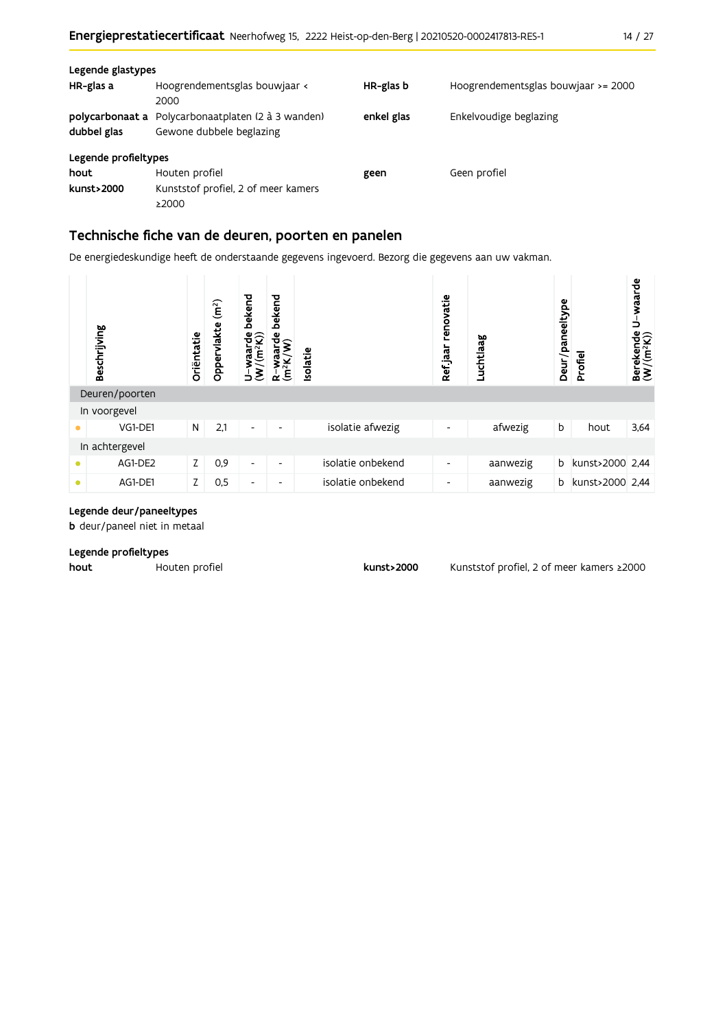**Legende glastypes**

| | | | |
|---|---|---|---|
| **HR-glas a** | Hoogrendementsglas bouwjaar < 2000 | **HR-glas b** | Hoogrendementsglas bouwjaar >= 2000 |
| **polycarbonaat a** | Polycarbonaatplaten (2 à 3 wanden) | **enkel glas** | Enkelvoudige beglazing |
| **dubbel glas** | Gewone dubbele beglazing | | |

**Legende profieltypes**

| | | | |
|---|---|---|---|
| **hout** | Houten profiel | **geen** | Geen profiel |
| **kunst>2000** | Kunststof profiel, 2 of meer kamers ≥2000 | | |

## Technische fiche van de deuren, poorten en panelen

De energiedeskundige heeft de onderstaande gegevens ingevoerd. Bezorg die gegevens aan uw vakman.

| | Beschrijving | Oriëntatie | Oppervlakte (m²) | U-waarde bekend (W/(m²K)) | R-waarde bekend (m²K/W) | Isolatie | Ref.jaar renovatie | Luchtlaag | Deur/paneeltype | Profiel | Berekende U-waarde (W/(m²K)) |
|---|---|---|---|---|---|---|---|---|---|---|---|
| Deuren/poorten | | | | | | | | | | | |
| In voorgevel | | | | | | | | | | | |
| • | VG1-DE1 | N | 2,1 | - | - | isolatie afwezig | - | afwezig | b | hout | 3,64 |
| In achtergevel | | | | | | | | | | | |
| • | AG1-DE2 | Z | 0,9 | - | - | isolatie onbekend | - | aanwezig | b | kunst>2000 | 2,44 |
| • | AG1-DE1 | Z | 0,5 | - | - | isolatie onbekend | - | aanwezig | b | kunst>2000 | 2,44 |

**Legende deur/paneeltypes**

**b** deur/paneel niet in metaal

**Legende profieltypes**

| | | | |
|---|---|---|---|
| **hout** | Houten profiel | **kunst>2000** | Kunststof profiel, 2 of meer kamers ≥2000 |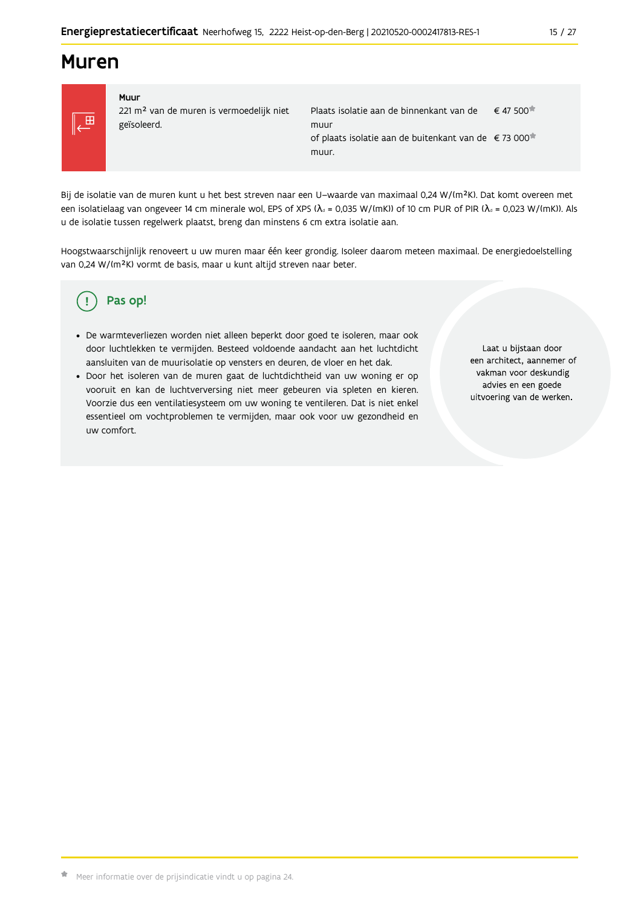# Muren

| Muur | | |
|---|---|---|
| 221 m² van de muren is vermoedelijk niet geïsoleerd. | Plaats isolatie aan de binnenkant van de muur | € 47 500* |
| | of plaats isolatie aan de buitenkant van de muur. | € 73 000* |

Bij de isolatie van de muren kunt u het best streven naar een U-waarde van maximaal 0,24 W/(m²K). Dat komt overeen met een isolatielaag van ongeveer 14 cm minerale wol, EPS of XPS ($\lambda_d$ = 0,035 W/(mK)) of 10 cm PUR of PIR ($\lambda_d$ = 0,023 W/(mK)). Als u de isolatie tussen regelwerk plaatst, breng dan minstens 6 cm extra isolatie aan.

Hoogstwaarschijnlijk renoveert u uw muren maar één keer grondig. Isoleer daarom meteen maximaal. De energiedoelstelling van 0,24 W/(m²K) vormt de basis, maar u kunt altijd streven naar beter.

## Pas op!

- De warmteverliezen worden niet alleen beperkt door goed te isoleren, maar ook door luchtlekken te vermijden. Besteed voldoende aandacht aan het luchtdicht aansluiten van de muurisolatie op vensters en deuren, de vloer en het dak.
- Door het isoleren van de muren gaat de luchtdichtheid van uw woning er op vooruit en kan de luchtverversing niet meer gebeuren via spleten en kieren. Voorzie dus een ventilatiesysteem om uw woning te ventileren. Dat is niet enkel essentieel om vochtproblemen te vermijden, maar ook voor uw gezondheid en uw comfort.

Laat u bijstaan door een architect, aannemer of vakman voor deskundig advies en een goede uitvoering van de werken.

* Meer informatie over de prijsindicatie vindt u op pagina 24.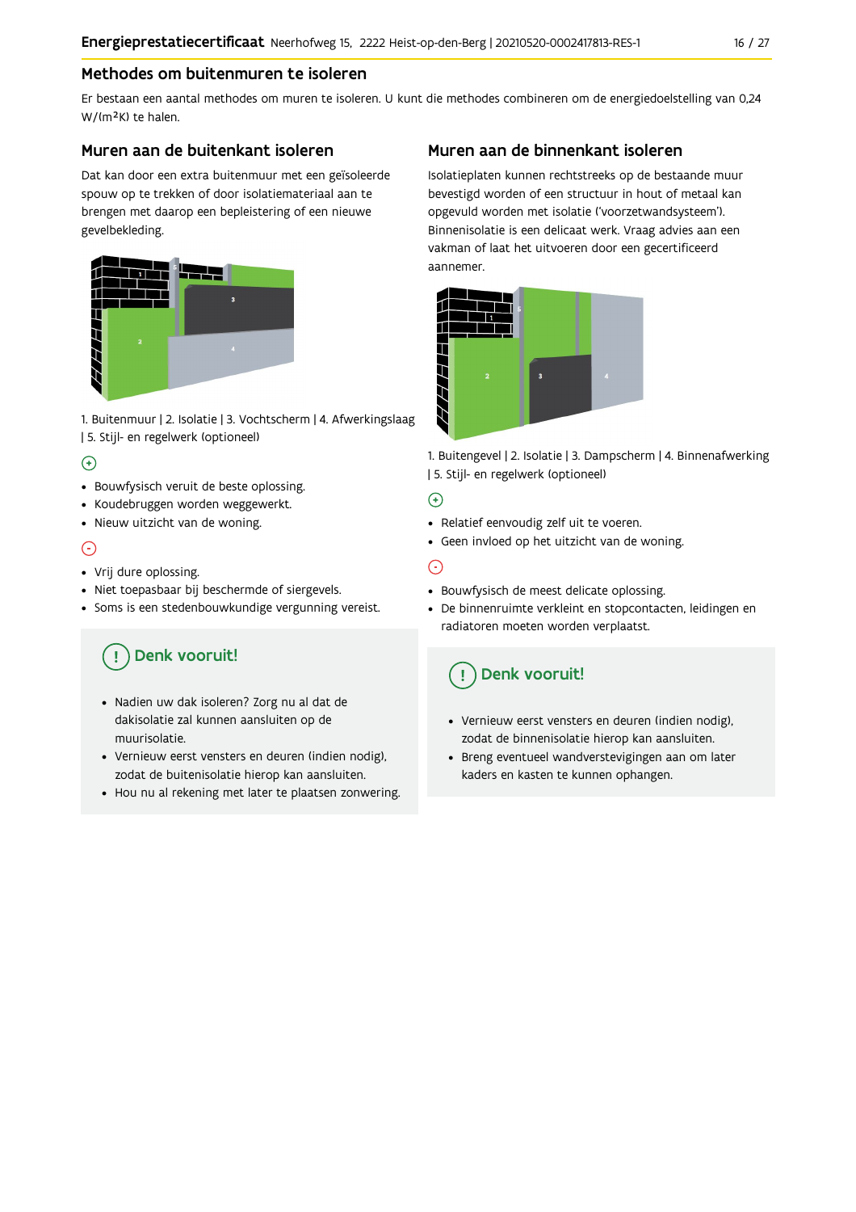## Methodes om buitenmuren te isoleren

Er bestaan een aantal methodes om muren te isoleren. U kunt die methodes combineren om de energiedoelstelling van 0,24 W/(m²K) te halen.

### Muren aan de buitenkant isoleren

Dat kan door een extra buitenmuur met een geïsoleerde spouw op te trekken of door isolatiemateriaal aan te brengen met daarop een bepleistering of een nieuwe gevelbekleding.

1. Buitenmuur | 2. Isolatie | 3. Vochtscherm | 4. Afwerkingslaag | 5. Stijl- en regelwerk (optioneel)

(+)

- Bouwfysisch veruit de beste oplossing.
- Koudebruggen worden weggewerkt.
- Nieuw uitzicht van de woning.

(-)

- Vrij dure oplossing.
- Niet toepasbaar bij beschermde of siergevels.
- Soms is een stedenbouwkundige vergunning vereist.

**Denk vooruit!**

- Nadien uw dak isoleren? Zorg nu al dat de dakisolatie zal kunnen aansluiten op de muurisolatie.
- Vernieuw eerst vensters en deuren (indien nodig), zodat de buitenisolatie hierop kan aansluiten.
- Hou nu al rekening met later te plaatsen zonwering.

### Muren aan de binnenkant isoleren

Isolatieplaten kunnen rechtstreeks op de bestaande muur bevestigd worden of een structuur in hout of metaal kan opgevuld worden met isolatie ('voorzetwandsysteem'). Binnenisolatie is een delicaat werk. Vraag advies aan een vakman of laat het uitvoeren door een gecertificeerd aannemer.

1. Buitengevel | 2. Isolatie | 3. Dampscherm | 4. Binnenafwerking | 5. Stijl- en regelwerk (optioneel)

(+)

- Relatief eenvoudig zelf uit te voeren.
- Geen invloed op het uitzicht van de woning.

(-)

- Bouwfysisch de meest delicate oplossing.
- De binnenruimte verkleint en stopcontacten, leidingen en radiatoren moeten worden verplaatst.

**Denk vooruit!**

- Vernieuw eerst vensters en deuren (indien nodig), zodat de binnenisolatie hierop kan aansluiten.
- Breng eventueel wandverstevigingen aan om later kaders en kasten te kunnen ophangen.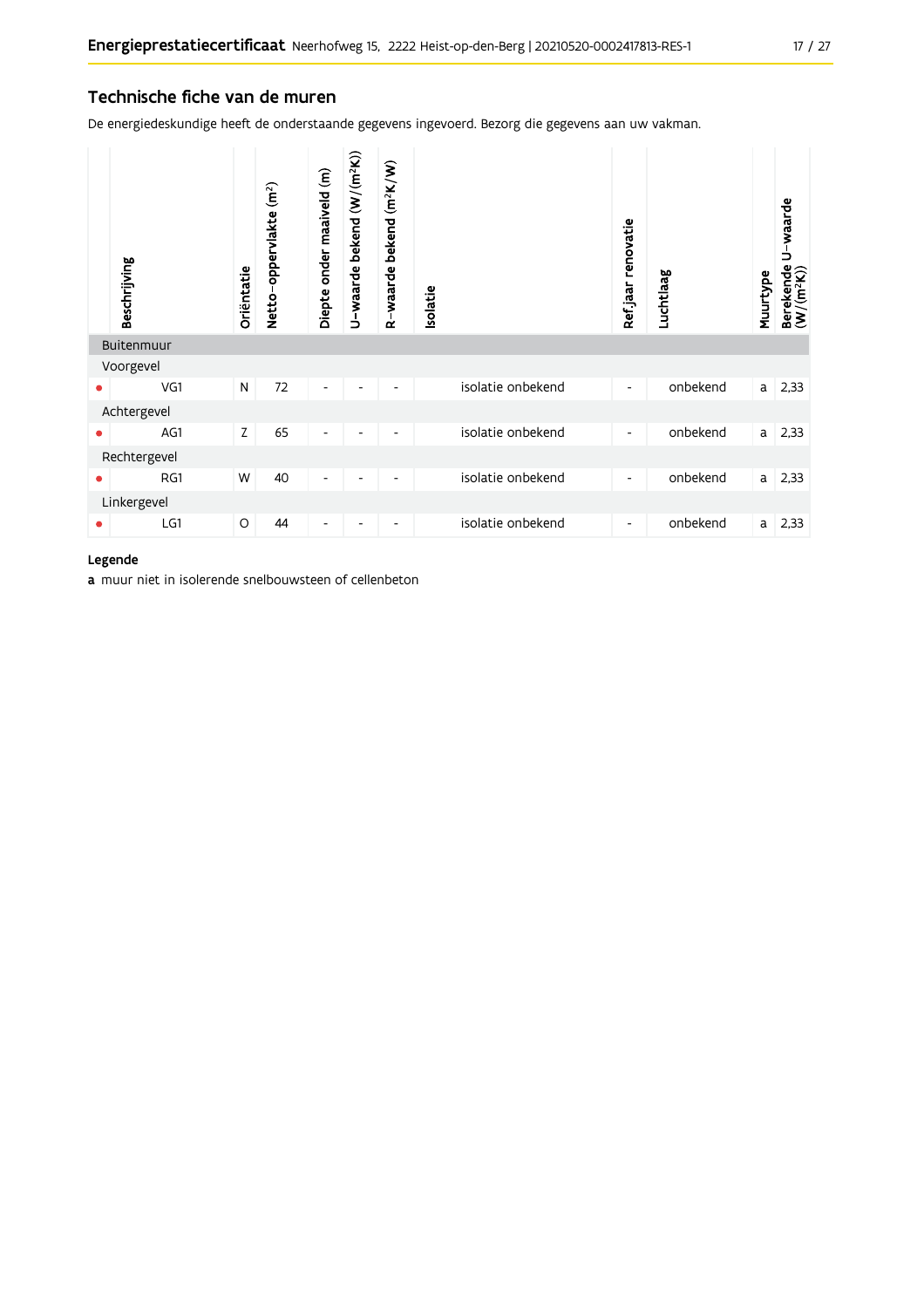## Technische fiche van de muren

De energiedeskundige heeft de onderstaande gegevens ingevoerd. Bezorg die gegevens aan uw vakman.

| | Beschrijving | Oriëntatie | Netto-oppervlakte (m²) | Diepte onder maaiveld (m) | U-waarde bekend (W/(m²K)) | R-waarde bekend (m²K/W) | Isolatie | Ref.jaar renovatie | Luchtlaag | Muurtype | Berekende U-waarde (W/(m²K)) |
|---|---|---|---|---|---|---|---|---|---|---|---|
| | **Buitenmuur** | | | | | | | | | | |
| | Voorgevel | | | | | | | | | | |
| • | VG1 | N | 72 | - | - | - | isolatie onbekend | - | onbekend | a | 2,33 |
| | Achtergevel | | | | | | | | | | |
| • | AG1 | Z | 65 | - | - | - | isolatie onbekend | - | onbekend | a | 2,33 |
| | Rechtergevel | | | | | | | | | | |
| • | RG1 | W | 40 | - | - | - | isolatie onbekend | - | onbekend | a | 2,33 |
| | Linkergevel | | | | | | | | | | |
| • | LG1 | O | 44 | - | - | - | isolatie onbekend | - | onbekend | a | 2,33 |

**Legende**

**a** muur niet in isolerende snelbouwsteen of cellenbeton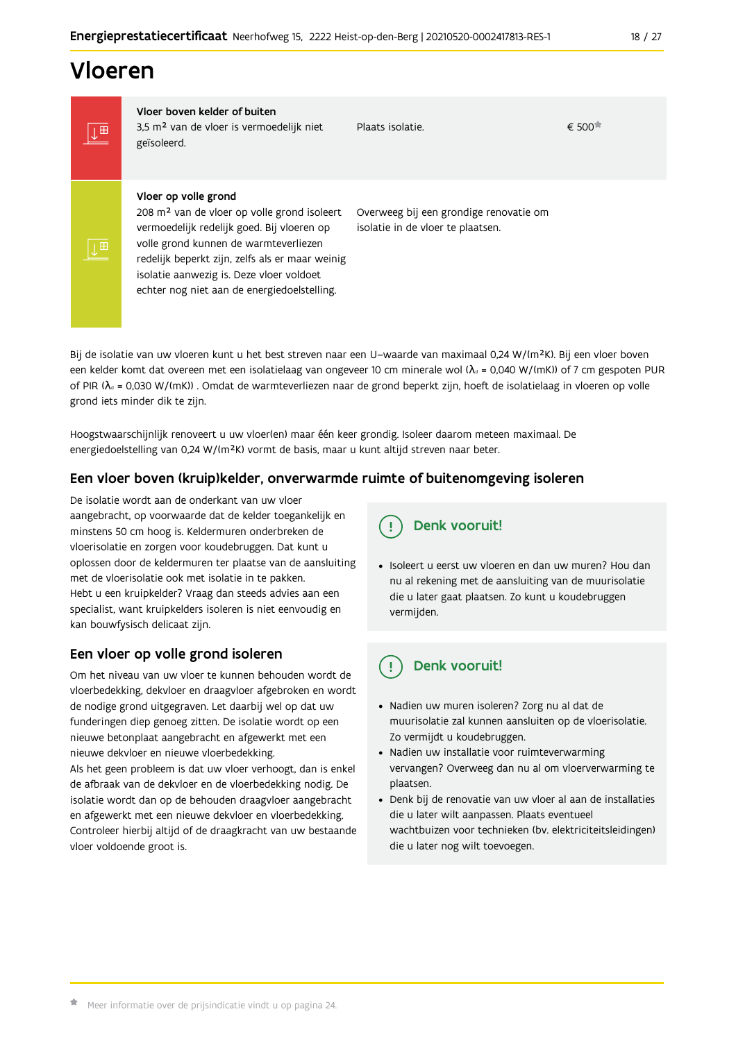# Vloeren

| | | | |
|---|---|---|---|
| **Vloer boven kelder of buiten** 3,5 m² van de vloer is vermoedelijk niet geïsoleerd. | Plaats isolatie. | € 500* |
| **Vloer op volle grond** 208 m² van de vloer op volle grond isoleert vermoedelijk redelijk goed. Bij vloeren op volle grond kunnen de warmteverliezen redelijk beperkt zijn, zelfs als er maar weinig isolatie aanwezig is. Deze vloer voldoet echter nog niet aan de energiedoelstelling. | Overweeg bij een grondige renovatie om isolatie in de vloer te plaatsen. | |

Bij de isolatie van uw vloeren kunt u het best streven naar een U-waarde van maximaal 0,24 W/(m²K). Bij een vloer boven een kelder komt dat overeen met een isolatielaag van ongeveer 10 cm minerale wol ($\lambda_d$ = 0,040 W/(mK)) of 7 cm gespoten PUR of PIR ($\lambda_d$ = 0,030 W/(mK)) . Omdat de warmteverliezen naar de grond beperkt zijn, hoeft de isolatielaag in vloeren op volle grond iets minder dik te zijn.

Hoogstwaarschijnlijk renoveert u uw vloer(en) maar één keer grondig. Isoleer daarom meteen maximaal. De energiedoelstelling van 0,24 W/(m²K) vormt de basis, maar u kunt altijd streven naar beter.

## Een vloer boven (kruip)kelder, onverwarmde ruimte of buitenomgeving isoleren

De isolatie wordt aan de onderkant van uw vloer aangebracht, op voorwaarde dat de kelder toegankelijk en minstens 50 cm hoog is. Keldermuren onderbreken de vloerisolatie en zorgen voor koudebruggen. Dat kunt u oplossen door de keldermuren ter plaatse van de aansluiting met de vloerisolatie ook met isolatie in te pakken.
Hebt u een kruipkelder? Vraag dan steeds advies aan een specialist, want kruipkelders isoleren is niet eenvoudig en kan bouwfysisch delicaat zijn.

### Denk vooruit!

- Isoleert u eerst uw vloeren en dan uw muren? Hou dan nu al rekening met de aansluiting van de muurisolatie die u later gaat plaatsen. Zo kunt u koudebruggen vermijden.

## Een vloer op volle grond isoleren

Om het niveau van uw vloer te kunnen behouden wordt de vloerbedekking, dekvloer en draagvloer afgebroken en wordt de nodige grond uitgegraven. Let daarbij wel op dat uw funderingen diep genoeg zitten. De isolatie wordt op een nieuwe betonplaat aangebracht en afgewerkt met een nieuwe dekvloer en nieuwe vloerbedekking.
Als het geen probleem is dat uw vloer verhoogt, dan is enkel de afbraak van de dekvloer en de vloerbedekking nodig. De isolatie wordt dan op de behouden draagvloer aangebracht en afgewerkt met een nieuwe dekvloer en vloerbedekking. Controleer hierbij altijd of de draagkracht van uw bestaande vloer voldoende groot is.

### Denk vooruit!

- Nadien uw muren isoleren? Zorg nu al dat de muurisolatie zal kunnen aansluiten op de vloerisolatie. Zo vermijdt u koudebruggen.
- Nadien uw installatie voor ruimteverwarming vervangen? Overweeg dan nu al om vloerverwarming te plaatsen.
- Denk bij de renovatie van uw vloer al aan de installaties die u later wilt aanpassen. Plaats eventueel wachtbuizen voor technieken (bv. elektriciteitsleidingen) die u later nog wilt toevoegen.

* Meer informatie over de prijsindicatie vindt u op pagina 24.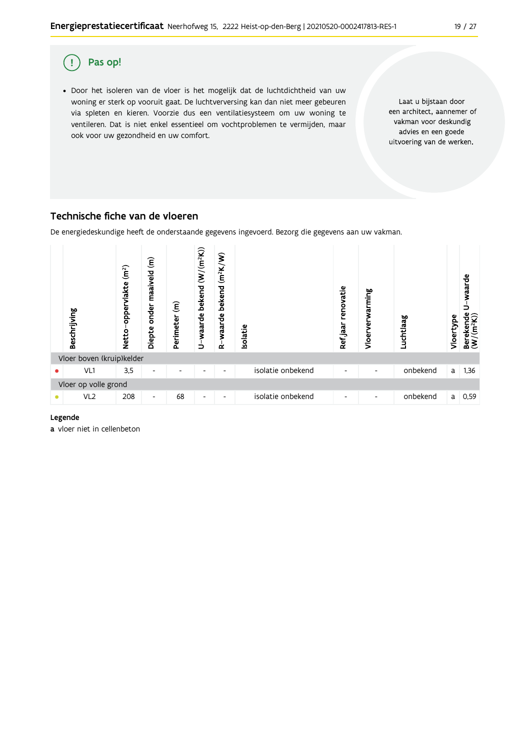## Pas op!

- Door het isoleren van de vloer is het mogelijk dat de luchtdichtheid van uw woning er sterk op vooruit gaat. De luchtverversing kan dan niet meer gebeuren via spleten en kieren. Voorzie dus een ventilatiesysteem om uw woning te ventileren. Dat is niet enkel essentieel om vochtproblemen te vermijden, maar ook voor uw gezondheid en uw comfort.

Laat u bijstaan door een architect, aannemer of vakman voor deskundig advies en een goede uitvoering van de werken.

## Technische fiche van de vloeren

De energiedeskundige heeft de onderstaande gegevens ingevoerd. Bezorg die gegevens aan uw vakman.

| | Beschrijving | Netto-oppervlakte ($m^2$) | Diepte onder maaiveld (m) | Perimeter (m) | U-waarde bekend ($W/(m^2K)$) | R-waarde bekend ($m^2K/W$) | Isolatie | Ref jaar renovatie | Vloerverwarming | Luchtlaag | Vloertype | Berekende U-waarde ($W/(m^2K)$) |
|---|---|---|---|---|---|---|---|---|---|---|---|---|
| Vloer boven (kruip)kelder | | | | | | | | | | | | |
| ● | VL1 | 3,5 | - | - | - | - | isolatie onbekend | - | - | onbekend | a | 1,36 |
| Vloer op volle grond | | | | | | | | | | | | |
| ● | VL2 | 208 | - | 68 | - | - | isolatie onbekend | - | - | onbekend | a | 0,59 |

**Legende**

**a** vloer niet in cellenbeton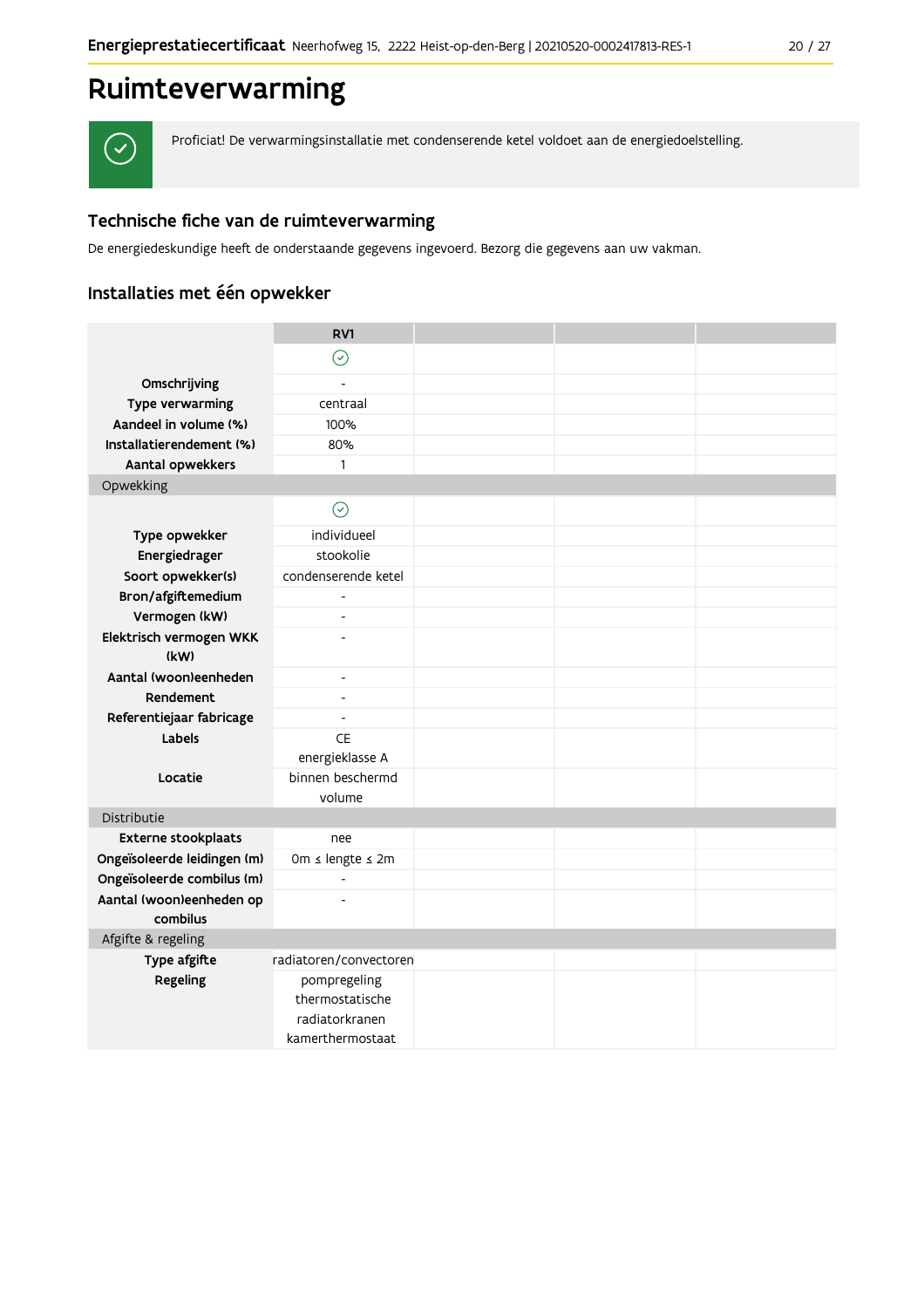# Ruimteverwarming

Proficiat! De verwarmingsinstallatie met condenserende ketel voldoet aan de energiedoelstelling.

## Technische fiche van de ruimteverwarming

De energiedeskundige heeft de onderstaande gegevens ingevoerd. Bezorg die gegevens aan uw vakman.

## Installaties met één opwekker

| | RV1 | | | |
|---|---|---|---|---|
| | ✓ | | | |
| **Omschrijving** | - | | | |
| **Type verwarming** | centraal | | | |
| **Aandeel in volume (%)** | 100% | | | |
| **Installatierendement (%)** | 80% | | | |
| **Aantal opwekkers** | 1 | | | |
| Opwekking | | | | |
| | ✓ | | | |
| **Type opwekker** | individueel | | | |
| **Energiedrager** | stookolie | | | |
| **Soort opwekker(s)** | condenserende ketel | | | |
| **Bron/afgiftemedium** | - | | | |
| **Vermogen (kW)** | - | | | |
| **Elektrisch vermogen WKK (kW)** | - | | | |
| **Aantal (woon)eenheden** | - | | | |
| **Rendement** | - | | | |
| **Referentiejaar fabricage** | - | | | |
| **Labels** | CE energieklasse A | | | |
| **Locatie** | binnen beschermd volume | | | |
| Distributie | | | | |
| **Externe stookplaats** | nee | | | |
| **Ongeïsoleerde leidingen (m)** | 0m ≤ lengte ≤ 2m | | | |
| **Ongeïsoleerde combilus (m)** | - | | | |
| **Aantal (woon)eenheden op combilus** | - | | | |
| Afgifte & regeling | | | | |
| **Type afgifte** | radiatoren/convectoren | | | |
| **Regeling** | pompregeling thermostatische radiatorkranen kamerthermostaat | | | |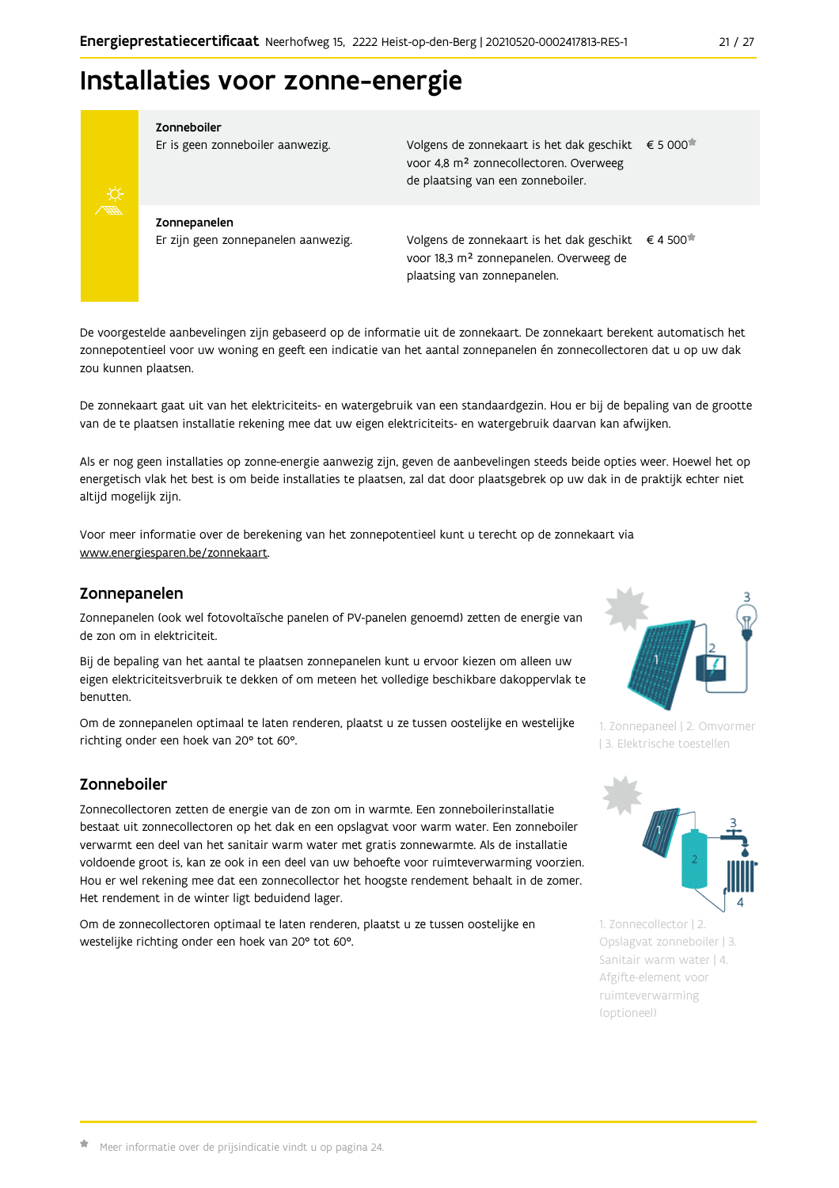# Installaties voor zonne-energie

| | | |
|---|---|---|
| **Zonneboiler**<br>Er is geen zonneboiler aanwezig. | Volgens de zonnekaart is het dak geschikt voor 4,8 m² zonnecollectoren. Overweeg de plaatsing van een zonneboiler. | € 5 000* |
| **Zonnepanelen**<br>Er zijn geen zonnepanelen aanwezig. | Volgens de zonnekaart is het dak geschikt voor 18,3 m² zonnepanelen. Overweeg de plaatsing van zonnepanelen. | € 4 500* |

De voorgestelde aanbevelingen zijn gebaseerd op de informatie uit de zonnekaart. De zonnekaart berekent automatisch het zonnepotentieel voor uw woning en geeft een indicatie van het aantal zonnepanelen én zonnecollectoren dat u op uw dak zou kunnen plaatsen.

De zonnekaart gaat uit van het elektriciteits- en watergebruik van een standaardgezin. Hou er bij de bepaling van de grootte van de te plaatsen installatie rekening mee dat uw eigen elektriciteits- en watergebruik daarvan kan afwijken.

Als er nog geen installaties op zonne-energie aanwezig zijn, geven de aanbevelingen steeds beide opties weer. Hoewel het op energetisch vlak het best is om beide installaties te plaatsen, zal dat door plaatsgebrek op uw dak in de praktijk echter niet altijd mogelijk zijn.

Voor meer informatie over de berekening van het zonnepotentieel kunt u terecht op de zonnekaart via www.energiesparen.be/zonnekaart.

## Zonnepanelen

Zonnepanelen (ook wel fotovoltaïsche panelen of PV-panelen genoemd) zetten de energie van de zon om in elektriciteit.

Bij de bepaling van het aantal te plaatsen zonnepanelen kunt u ervoor kiezen om alleen uw eigen elektriciteitsverbruik te dekken of om meteen het volledige beschikbare dakoppervlak te benutten.

Om de zonnepanelen optimaal te laten renderen, plaatst u ze tussen oostelijke en westelijke richting onder een hoek van 20° tot 60°.

1. Zonnepaneel | 2. Omvormer | 3. Elektrische toestellen

## Zonneboiler

Zonnecollectoren zetten de energie van de zon om in warmte. Een zonneboilerinstallatie bestaat uit zonnecollectoren op het dak en een opslagvat voor warm water. Een zonneboiler verwarmt een deel van het sanitair warm water met gratis zonnewarmte. Als de installatie voldoende groot is, kan ze ook in een deel van uw behoefte voor ruimteverwarming voorzien. Hou er wel rekening mee dat een zonnecollector het hoogste rendement behaalt in de zomer. Het rendement in de winter ligt beduidend lager.

Om de zonnecollectoren optimaal te laten renderen, plaatst u ze tussen oostelijke en westelijke richting onder een hoek van 20° tot 60°.

1. Zonnecollector | 2. Opslagvat zonneboiler | 3. Sanitair warm water | 4. Afgifte-element voor ruimteverwarming (optioneel)

* Meer informatie over de prijsindicatie vindt u op pagina 24.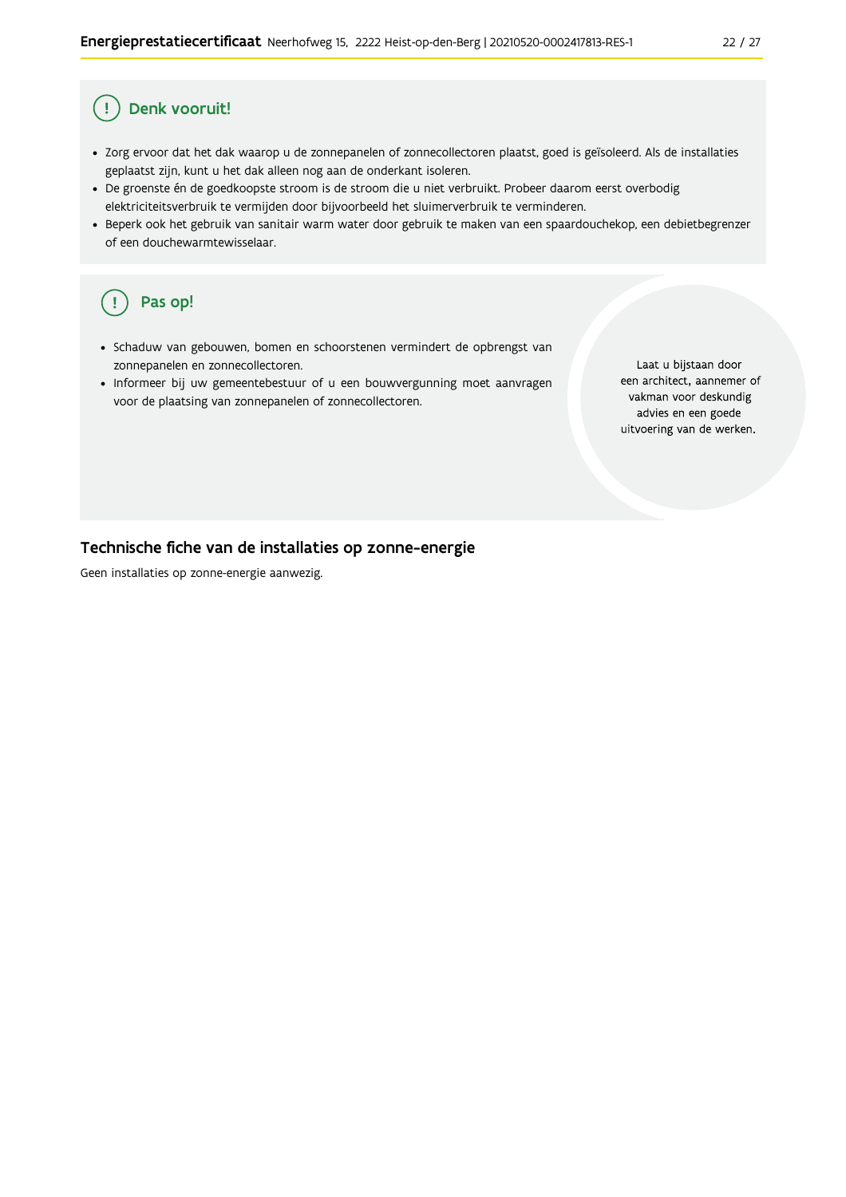## Denk vooruit!

- Zorg ervoor dat het dak waarop u de zonnepanelen of zonnecollectoren plaatst, goed is geïsoleerd. Als de installaties geplaatst zijn, kunt u het dak alleen nog aan de onderkant isoleren.
- De groenste én de goedkoopste stroom is de stroom die u niet verbruikt. Probeer daarom eerst overbodig elektriciteitsverbruik te vermijden door bijvoorbeeld het sluimerverbruik te verminderen.
- Beperk ook het gebruik van sanitair warm water door gebruik te maken van een spaardouchekop, een debietbegrenzer of een douchewarmtewisselaar.

## Pas op!

- Schaduw van gebouwen, bomen en schoorstenen vermindert de opbrengst van zonnepanelen en zonnecollectoren.
- Informeer bij uw gemeentebestuur of u een bouwvergunning moet aanvragen voor de plaatsing van zonnepanelen of zonnecollectoren.

Laat u bijstaan door een architect, aannemer of vakman voor deskundig advies en een goede uitvoering van de werken.

## Technische fiche van de installaties op zonne-energie

Geen installaties op zonne-energie aanwezig.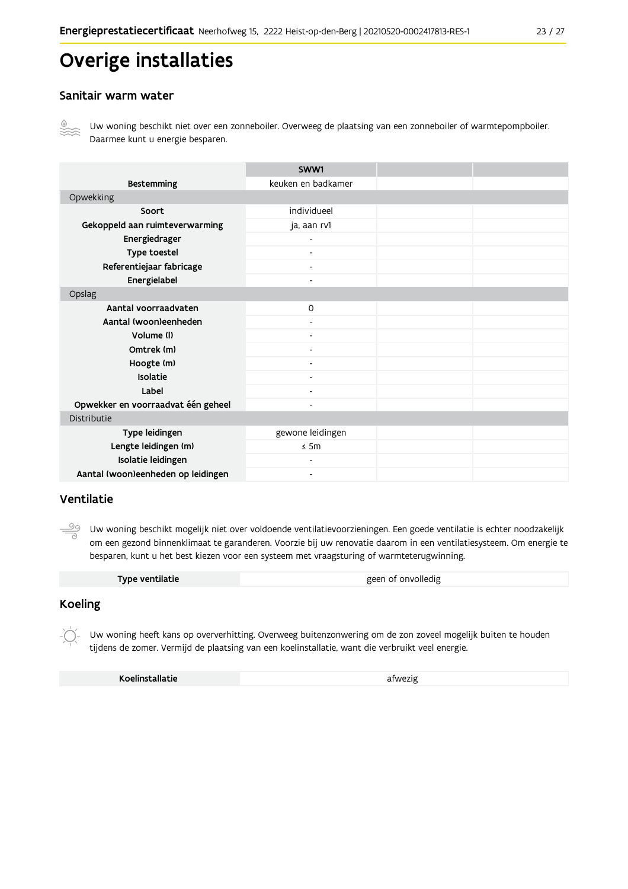# Overige installaties

## Sanitair warm water

Uw woning beschikt niet over een zonneboiler. Overweeg de plaatsing van een zonneboiler of warmtepompboiler. Daarmee kunt u energie besparen.

| | SWW1 | | |
|---|---|---|---|
| Bestemming | keuken en badkamer | | |
| Opwekking | | | |
| Soort | individueel | | |
| Gekoppeld aan ruimteverwarming | ja, aan rv1 | | |
| Energiedrager | - | | |
| Type toestel | - | | |
| Referentiejaar fabricage | - | | |
| Energielabel | - | | |
| Opslag | | | |
| Aantal voorraadvaten | 0 | | |
| Aantal (woon)eenheden | - | | |
| Volume (l) | - | | |
| Omtrek (m) | - | | |
| Hoogte (m) | - | | |
| Isolatie | - | | |
| Label | - | | |
| Opwekker en voorraadvat één geheel | - | | |
| Distributie | | | |
| Type leidingen | gewone leidingen | | |
| Lengte leidingen (m) | ≤ 5m | | |
| Isolatie leidingen | - | | |
| Aantal (woon)eenheden op leidingen | - | | |

## Ventilatie

Uw woning beschikt mogelijk niet over voldoende ventilatievoorzieningen. Een goede ventilatie is echter noodzakelijk om een gezond binnenklimaat te garanderen. Voorzie bij uw renovatie daarom in een ventilatiesysteem. Om energie te besparen, kunt u het best kiezen voor een systeem met vraagsturing of warmteterugwinning.

| Type ventilatie | geen of onvolledig |
|---|---|

## Koeling

Uw woning heeft kans op oververhitting. Overweeg buitenzonwering om de zon zoveel mogelijk buiten te houden tijdens de zomer. Vermijd de plaatsing van een koelinstallatie, want die verbruikt veel energie.

| Koelinstallatie | afwezig |
|---|---|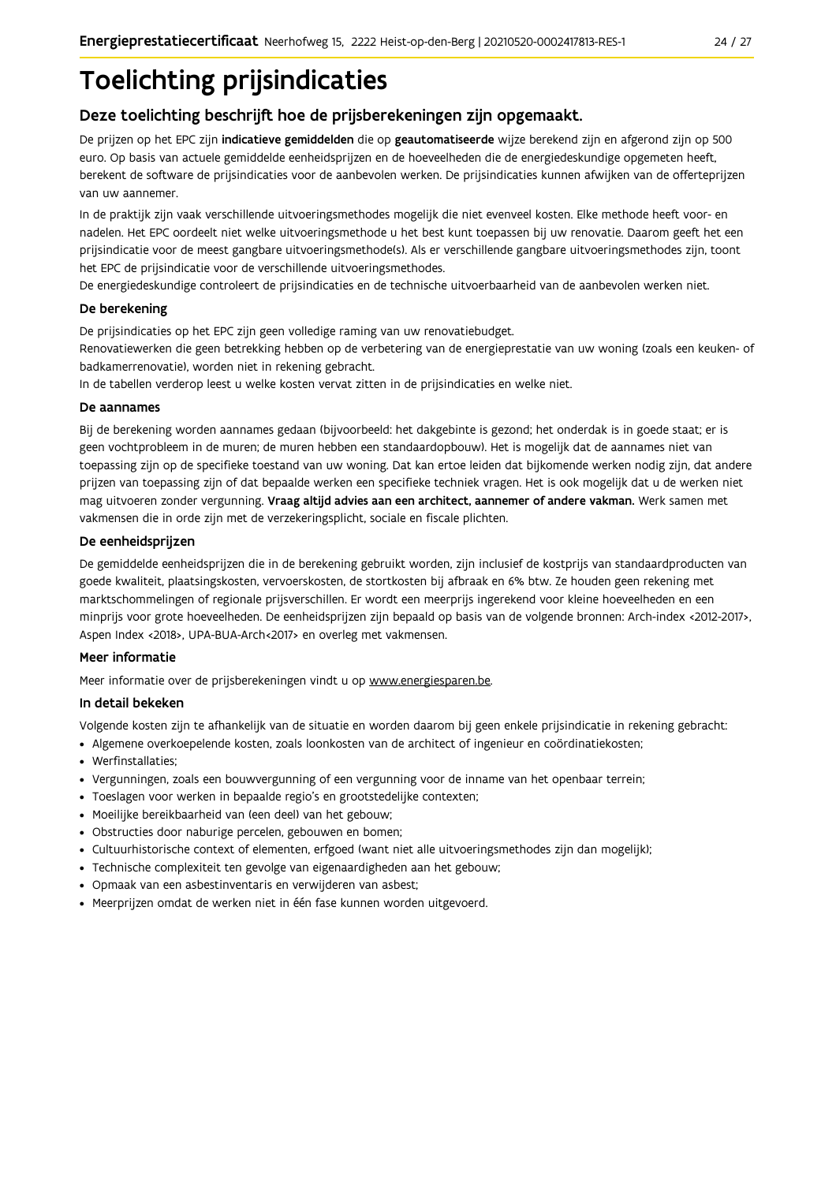# Toelichting prijsindicaties

## Deze toelichting beschrijft hoe de prijsberekeningen zijn opgemaakt.

De prijzen op het EPC zijn **indicatieve gemiddelden** die op **geautomatiseerde** wijze berekend zijn en afgerond zijn op 500 euro. Op basis van actuele gemiddelde eenheidsprijzen en de hoeveelheden die de energiedeskundige opgemeten heeft, berekent de software de prijsindicaties voor de aanbevolen werken. De prijsindicaties kunnen afwijken van de offerteprijzen van uw aannemer.

In de praktijk zijn vaak verschillende uitvoeringsmethodes mogelijk die niet evenveel kosten. Elke methode heeft voor- en nadelen. Het EPC oordeelt niet welke uitvoeringsmethode u het best kunt toepassen bij uw renovatie. Daarom geeft het een prijsindicatie voor de meest gangbare uitvoeringsmethode(s). Als er verschillende gangbare uitvoeringsmethodes zijn, toont het EPC de prijsindicatie voor de verschillende uitvoeringsmethodes.
De energiedeskundige controleert de prijsindicaties en de technische uitvoerbaarheid van de aanbevolen werken niet.

### De berekening

De prijsindicaties op het EPC zijn geen volledige raming van uw renovatiebudget.
Renovatiewerken die geen betrekking hebben op de verbetering van de energieprestatie van uw woning (zoals een keuken- of badkamerrenovatie), worden niet in rekening gebracht.
In de tabellen verderop leest u welke kosten vervat zitten in de prijsindicaties en welke niet.

### De aannames

Bij de berekening worden aannames gedaan (bijvoorbeeld: het dakgebinte is gezond; het onderdak is in goede staat; er is geen vochtprobleem in de muren; de muren hebben een standaardopbouw). Het is mogelijk dat de aannames niet van toepassing zijn op de specifieke toestand van uw woning. Dat kan ertoe leiden dat bijkomende werken nodig zijn, dat andere prijzen van toepassing zijn of dat bepaalde werken een specifieke techniek vragen. Het is ook mogelijk dat u de werken niet mag uitvoeren zonder vergunning. **Vraag altijd advies aan een architect, aannemer of andere vakman.** Werk samen met vakmensen die in orde zijn met de verzekeringsplicht, sociale en fiscale plichten.

### De eenheidsprijzen

De gemiddelde eenheidsprijzen die in de berekening gebruikt worden, zijn inclusief de kostprijs van standaardproducten van goede kwaliteit, plaatsingskosten, vervoerskosten, de stortkosten bij afbraak en 6% btw. Ze houden geen rekening met marktschommelingen of regionale prijsverschillen. Er wordt een meerprijs ingerekend voor kleine hoeveelheden en een minprijs voor grote hoeveelheden. De eenheidsprijzen zijn bepaald op basis van de volgende bronnen: Arch-index <2012-2017>, Aspen Index <2018>, UPA-BUA-Arch<2017> en overleg met vakmensen.

### Meer informatie

Meer informatie over de prijsberekeningen vindt u op www.energiesparen.be.

### In detail bekeken

Volgende kosten zijn te afhankelijk van de situatie en worden daarom bij geen enkele prijsindicatie in rekening gebracht:

- Algemene overkoepelende kosten, zoals loonkosten van de architect of ingenieur en coördinatiekosten;
- Werfinstallaties;
- Vergunningen, zoals een bouwvergunning of een vergunning voor de inname van het openbaar terrein;
- Toeslagen voor werken in bepaalde regio's en grootstedelijke contexten;
- Moeilijke bereikbaarheid van (een deel) van het gebouw;
- Obstructies door naburige percelen, gebouwen en bomen;
- Cultuurhistorische context of elementen, erfgoed (want niet alle uitvoeringsmethodes zijn dan mogelijk);
- Technische complexiteit ten gevolge van eigenaardigheden aan het gebouw;
- Opmaak van een asbestinventaris en verwijderen van asbest;
- Meerprijzen omdat de werken niet in één fase kunnen worden uitgevoerd.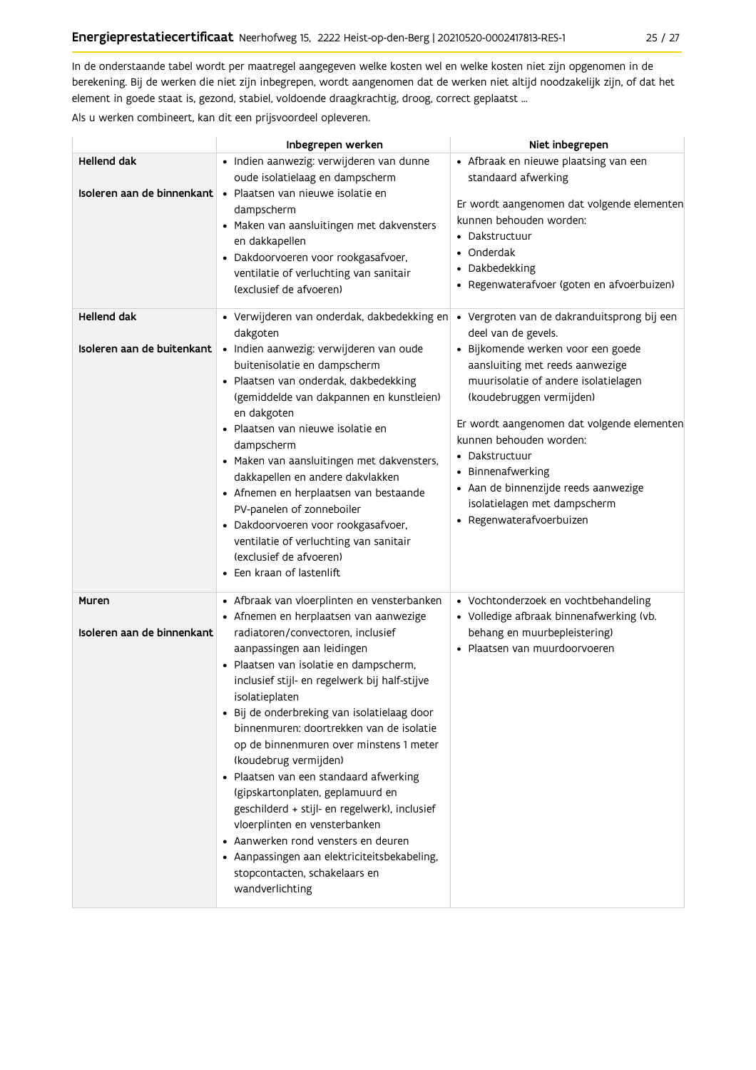In de onderstaande tabel wordt per maatregel aangegeven welke kosten wel en welke kosten niet zijn opgenomen in de berekening. Bij de werken die niet zijn inbegrepen, wordt aangenomen dat de werken niet altijd noodzakelijk zijn, of dat het element in goede staat is, gezond, stabiel, voldoende draagkrachtig, droog, correct geplaatst ...

Als u werken combineert, kan dit een prijsvoordeel opleveren.

| | Inbegrepen werken | Niet inbegrepen |
|---|---|---|
| **Hellend dak**<br><br>**Isoleren aan de binnenkant** | • Indien aanwezig: verwijderen van dunne oude isolatielaag en dampscherm<br>• Plaatsen van nieuwe isolatie en dampscherm<br>• Maken van aansluitingen met dakvensters en dakkapellen<br>• Dakdoorvoeren voor rookgasafvoer, ventilatie of verluchting van sanitair (exclusief de afvoeren) | • Afbraak en nieuwe plaatsing van een standaard afwerking<br><br>Er wordt aangenomen dat volgende elementen kunnen behouden worden:<br>• Dakstructuur<br>• Onderdak<br>• Dakbedekking<br>• Regenwaterafvoer (goten en afvoerbuizen) |
| **Hellend dak**<br><br>**Isoleren aan de buitenkant** | • Verwijderen van onderdak, dakbedekking en dakgoten<br>• Indien aanwezig: verwijderen van oude buitenisolatie en dampscherm<br>• Plaatsen van onderdak, dakbedekking (gemiddelde van dakpannen en kunstleien) en dakgoten<br>• Plaatsen van nieuwe isolatie en dampscherm<br>• Maken van aansluitingen met dakvensters, dakkapellen en andere dakvlakken<br>• Afnemen en herplaatsen van bestaande PV-panelen of zonneboiler<br>• Dakdoorvoeren voor rookgasafvoer, ventilatie of verluchting van sanitair (exclusief de afvoeren)<br>• Een kraan of lastenlift | • Vergroten van de dakranduitsprong bij een deel van de gevels.<br>• Bijkomende werken voor een goede aansluiting met reeds aanwezige muurisolatie of andere isolatielagen (koudebruggen vermijden)<br><br>Er wordt aangenomen dat volgende elementen kunnen behouden worden:<br>• Dakstructuur<br>• Binnenafwerking<br>• Aan de binnenzijde reeds aanwezige isolatielagen met dampscherm<br>• Regenwaterafvoerbuizen |
| **Muren**<br><br>**Isoleren aan de binnenkant** | • Afbraak van vloerplinten en vensterbanken<br>• Afnemen en herplaatsen van aanwezige radiatoren/convectoren, inclusief aanpassingen aan leidingen<br>• Plaatsen van isolatie en dampscherm, inclusief stijl- en regelwerk bij half-stijve isolatieplaten<br>• Bij de onderbreking van isolatielaag door binnenmuren: doortrekken van de isolatie op de binnenmuren over minstens 1 meter (koudebrug vermijden)<br>• Plaatsen van een standaard afwerking (gipskartonplaten, geplamuurd en geschilderd + stijl- en regelwerk), inclusief vloerplinten en vensterbanken<br>• Aanwerken rond vensters en deuren<br>• Aanpassingen aan elektriciteitsbekabeling, stopcontacten, schakelaars en wandverlichting | • Vochtonderzoek en vochtbehandeling<br>• Volledige afbraak binnenafwerking (vb. behang en muurbepleistering)<br>• Plaatsen van muurdoorvoeren |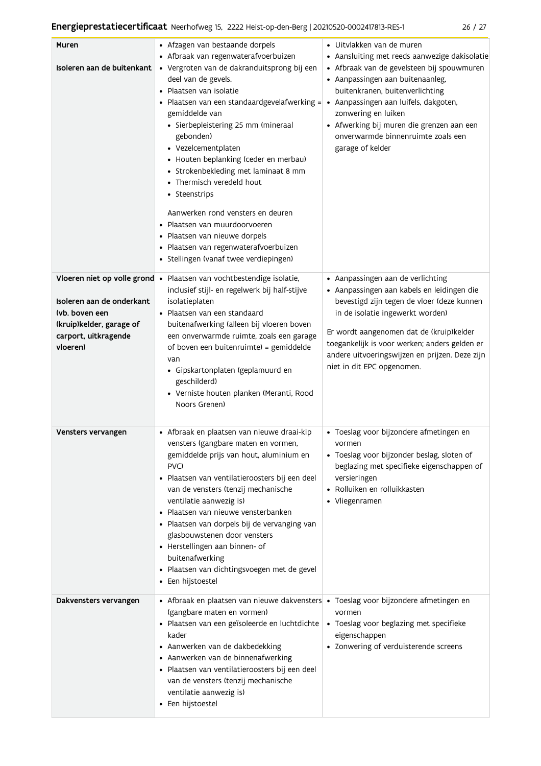| | | |
|---|---|---|
| **Muren**<br><br>**Isoleren aan de buitenkant** | • Afzagen van bestaande dorpels<br>• Afbraak van regenwaterafvoerbuizen<br>• Vergroten van de dakranduitsprong bij een deel van de gevels.<br>• Plaatsen van isolatie<br>• Plaatsen van een standaardgevelafwerking = gemiddelde van<br>  • Sierbepleistering 25 mm (mineraal gebonden)<br>  • Vezelcementplaten<br>  • Houten beplanking (ceder en merbau)<br>  • Strokenbekleding met laminaat 8 mm<br>  • Thermisch veredeld hout<br>  • Steenstrips<br><br>Aanwerken rond vensters en deuren<br>• Plaatsen van muurdoorvoeren<br>• Plaatsen van nieuwe dorpels<br>• Plaatsen van regenwaterafvoerbuizen<br>• Stellingen (vanaf twee verdiepingen) | • Uitvlakken van de muren<br>• Aansluiting met reeds aanwezige dakisolatie<br>• Afbraak van de gevelsteen bij spouwmuren<br>• Aanpassingen aan buitenaanleg, buitenkranen, buitenverlichting<br>• Aanpassingen aan luifels, dakgoten, zonwering en luiken<br>• Afwerking bij muren die grenzen aan een onverwarmde binnenruimte zoals een garage of kelder |
| **Vloeren niet op volle grond**<br><br>**Isoleren aan de onderkant (vb. boven een (kruip)kelder, garage of carport, uitkragende vloeren)** | • Plaatsen van vochtbestendige isolatie, inclusief stijl- en regelwerk bij half-stijve isolatieplaten<br>• Plaatsen van een standaard buitenafwerking (alleen bij vloeren boven een onverwarmde ruimte, zoals een garage of boven een buitenruimte) = gemiddelde van<br>  • Gipskartonplaten (geplamuurd en geschilderd)<br>  • Verniste houten planken (Meranti, Rood Noors Grenen) | • Aanpassingen aan de verlichting<br>• Aanpassingen aan kabels en leidingen die bevestigd zijn tegen de vloer (deze kunnen in de isolatie ingewerkt worden)<br><br>Er wordt aangenomen dat de (kruip)kelder toegankelijk is voor werken; anders gelden er andere uitvoeringswijzen en prijzen. Deze zijn niet in dit EPC opgenomen. |
| **Vensters vervangen** | • Afbraak en plaatsen van nieuwe draai-kip vensters (gangbare maten en vormen, gemiddelde prijs van hout, aluminium en PVC)<br>• Plaatsen van ventilatieroosters bij een deel van de vensters (tenzij mechanische ventilatie aanwezig is)<br>• Plaatsen van nieuwe vensterbanken<br>• Plaatsen van dorpels bij de vervanging van glasbouwstenen door vensters<br>• Herstellingen aan binnen- of buitenafwerking<br>• Plaatsen van dichtingsvoegen met de gevel<br>• Een hijstoestel | • Toeslag voor bijzondere afmetingen en vormen<br>• Toeslag voor bijzonder beslag, sloten of beglazing met specifieke eigenschappen of versieringen<br>• Rolluiken en rolluikkasten<br>• Vliegenramen |
| **Dakvensters vervangen** | • Afbraak en plaatsen van nieuwe dakvensters (gangbare maten en vormen)<br>• Plaatsen van een geïsoleerde en luchtdichte kader<br>• Aanwerken van de dakbedekking<br>• Aanwerken van de binnenafwerking<br>• Plaatsen van ventilatieroosters bij een deel van de vensters (tenzij mechanische ventilatie aanwezig is)<br>• Een hijstoestel | • Toeslag voor bijzondere afmetingen en vormen<br>• Toeslag voor beglazing met specifieke eigenschappen<br>• Zonwering of verduisterende screens |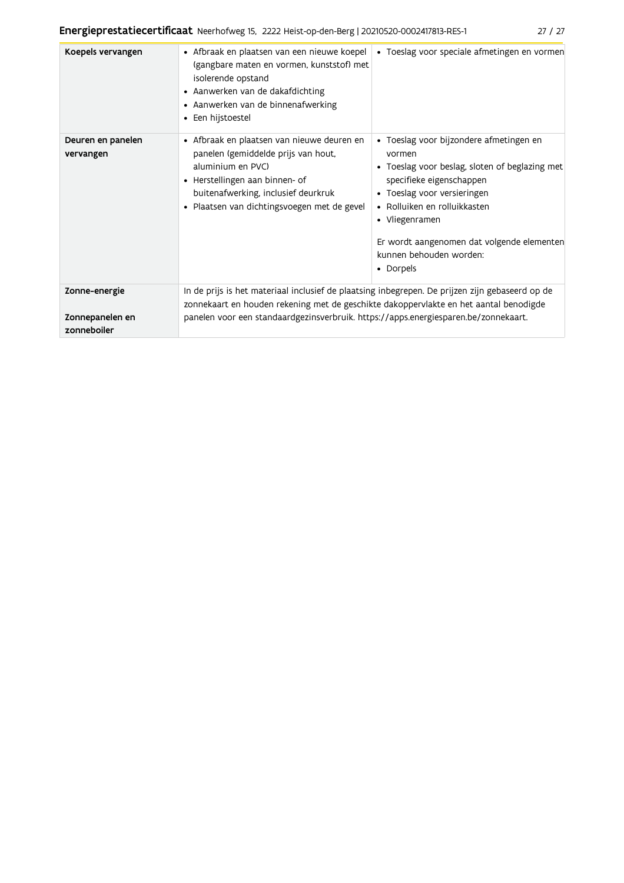| | | |
|---|---|---|
| **Koepels vervangen** | • Afbraak en plaatsen van een nieuwe koepel (gangbare maten en vormen, kunststof) met isolerende opstand<br>• Aanwerken van de dakafdichting<br>• Aanwerken van de binnenafwerking<br>• Een hijstoestel | • Toeslag voor speciale afmetingen en vormen |
| **Deuren en panelen vervangen** | • Afbraak en plaatsen van nieuwe deuren en panelen (gemiddelde prijs van hout, aluminium en PVC)<br>• Herstellingen aan binnen- of buitenafwerking, inclusief deurkruk<br>• Plaatsen van dichtingsvoegen met de gevel | • Toeslag voor bijzondere afmetingen en vormen<br>• Toeslag voor beslag, sloten of beglazing met specifieke eigenschappen<br>• Toeslag voor versieringen<br>• Rolluiken en rolluikkasten<br>• Vliegenramen<br><br>Er wordt aangenomen dat volgende elementen kunnen behouden worden:<br>• Dorpels |
| **Zonne-energie**<br><br>**Zonnepanelen en zonneboiler** | In de prijs is het materiaal inclusief de plaatsing inbegrepen. De prijzen zijn gebaseerd op de zonnekaart en houden rekening met de geschikte dakoppervlakte en het aantal benodigde panelen voor een standaardgezinsverbruik. https://apps.energiesparen.be/zonnekaart. | |